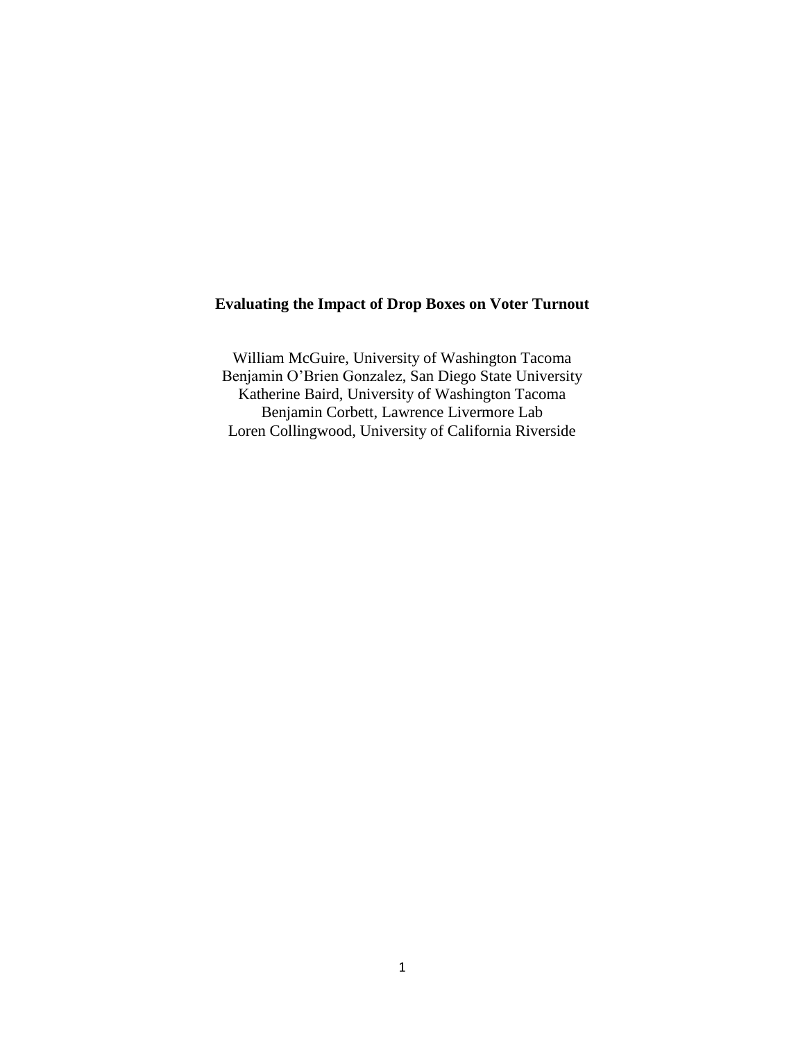# Evaluating the Impact of Drop Boxes on Voter Turnout

William McGuire, University of Washington Tacoma
Benjamin O'Brien Gonzalez, San Diego State University
Katherine Baird, University of Washington Tacoma
Benjamin Corbett, Lawrence Livermore Lab
Loren Collingwood, University of California Riverside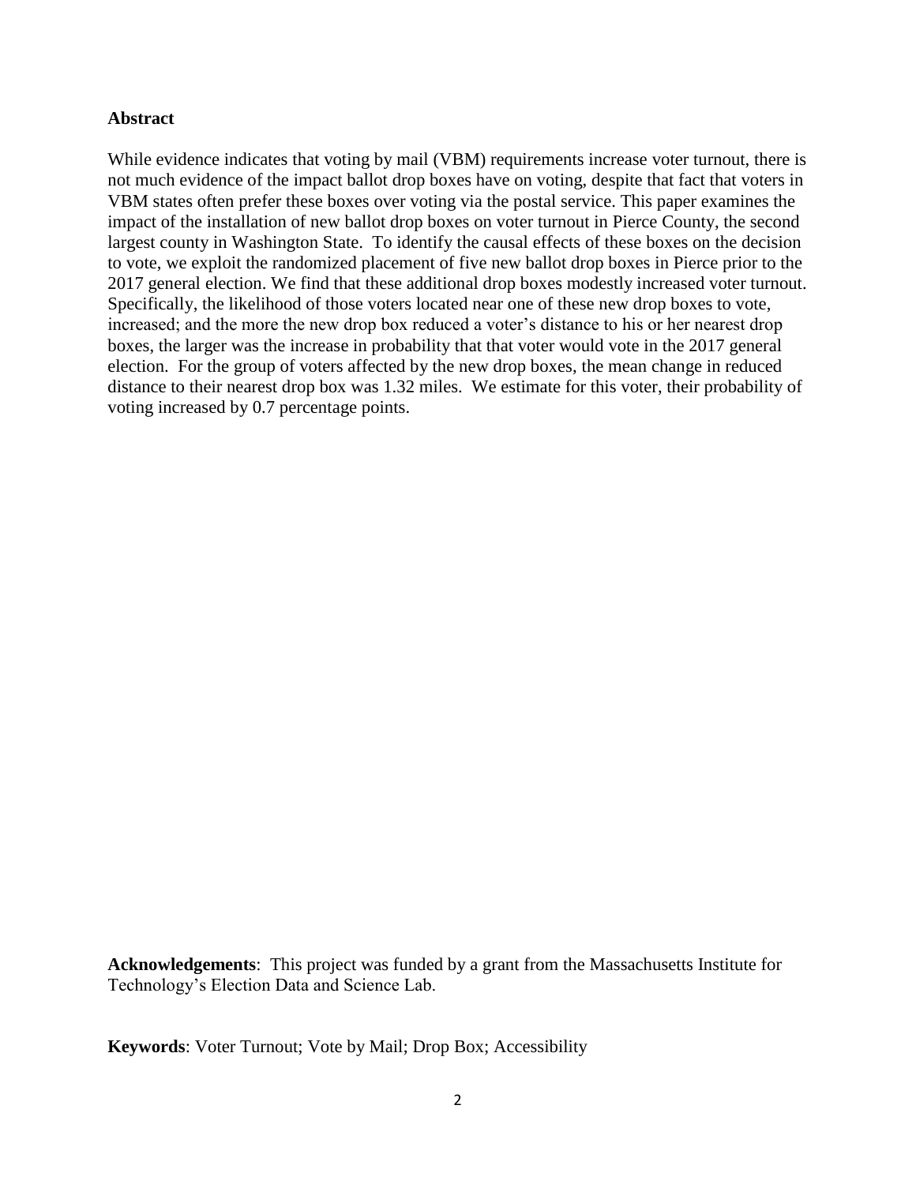## Abstract

While evidence indicates that voting by mail (VBM) requirements increase voter turnout, there is not much evidence of the impact ballot drop boxes have on voting, despite that fact that voters in VBM states often prefer these boxes over voting via the postal service. This paper examines the impact of the installation of new ballot drop boxes on voter turnout in Pierce County, the second largest county in Washington State. To identify the causal effects of these boxes on the decision to vote, we exploit the randomized placement of five new ballot drop boxes in Pierce prior to the 2017 general election. We find that these additional drop boxes modestly increased voter turnout. Specifically, the likelihood of those voters located near one of these new drop boxes to vote, increased; and the more the new drop box reduced a voter's distance to his or her nearest drop boxes, the larger was the increase in probability that that voter would vote in the 2017 general election. For the group of voters affected by the new drop boxes, the mean change in reduced distance to their nearest drop box was 1.32 miles. We estimate for this voter, their probability of voting increased by 0.7 percentage points.

**Acknowledgements**: This project was funded by a grant from the Massachusetts Institute for Technology's Election Data and Science Lab.

**Keywords**: Voter Turnout; Vote by Mail; Drop Box; Accessibility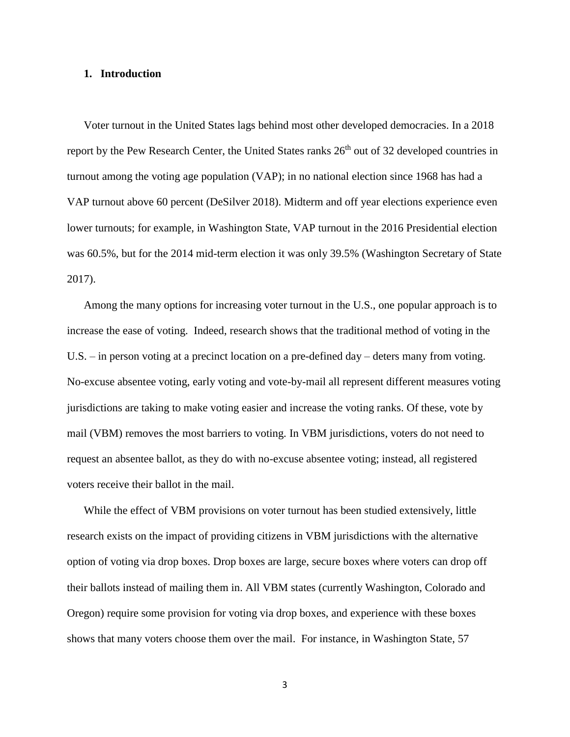## 1. Introduction

Voter turnout in the United States lags behind most other developed democracies. In a 2018 report by the Pew Research Center, the United States ranks 26th out of 32 developed countries in turnout among the voting age population (VAP); in no national election since 1968 has had a VAP turnout above 60 percent (DeSilver 2018). Midterm and off year elections experience even lower turnouts; for example, in Washington State, VAP turnout in the 2016 Presidential election was 60.5%, but for the 2014 mid-term election it was only 39.5% (Washington Secretary of State 2017).

Among the many options for increasing voter turnout in the U.S., one popular approach is to increase the ease of voting. Indeed, research shows that the traditional method of voting in the U.S. – in person voting at a precinct location on a pre-defined day – deters many from voting. No-excuse absentee voting, early voting and vote-by-mail all represent different measures voting jurisdictions are taking to make voting easier and increase the voting ranks. Of these, vote by mail (VBM) removes the most barriers to voting. In VBM jurisdictions, voters do not need to request an absentee ballot, as they do with no-excuse absentee voting; instead, all registered voters receive their ballot in the mail.

While the effect of VBM provisions on voter turnout has been studied extensively, little research exists on the impact of providing citizens in VBM jurisdictions with the alternative option of voting via drop boxes. Drop boxes are large, secure boxes where voters can drop off their ballots instead of mailing them in. All VBM states (currently Washington, Colorado and Oregon) require some provision for voting via drop boxes, and experience with these boxes shows that many voters choose them over the mail. For instance, in Washington State, 57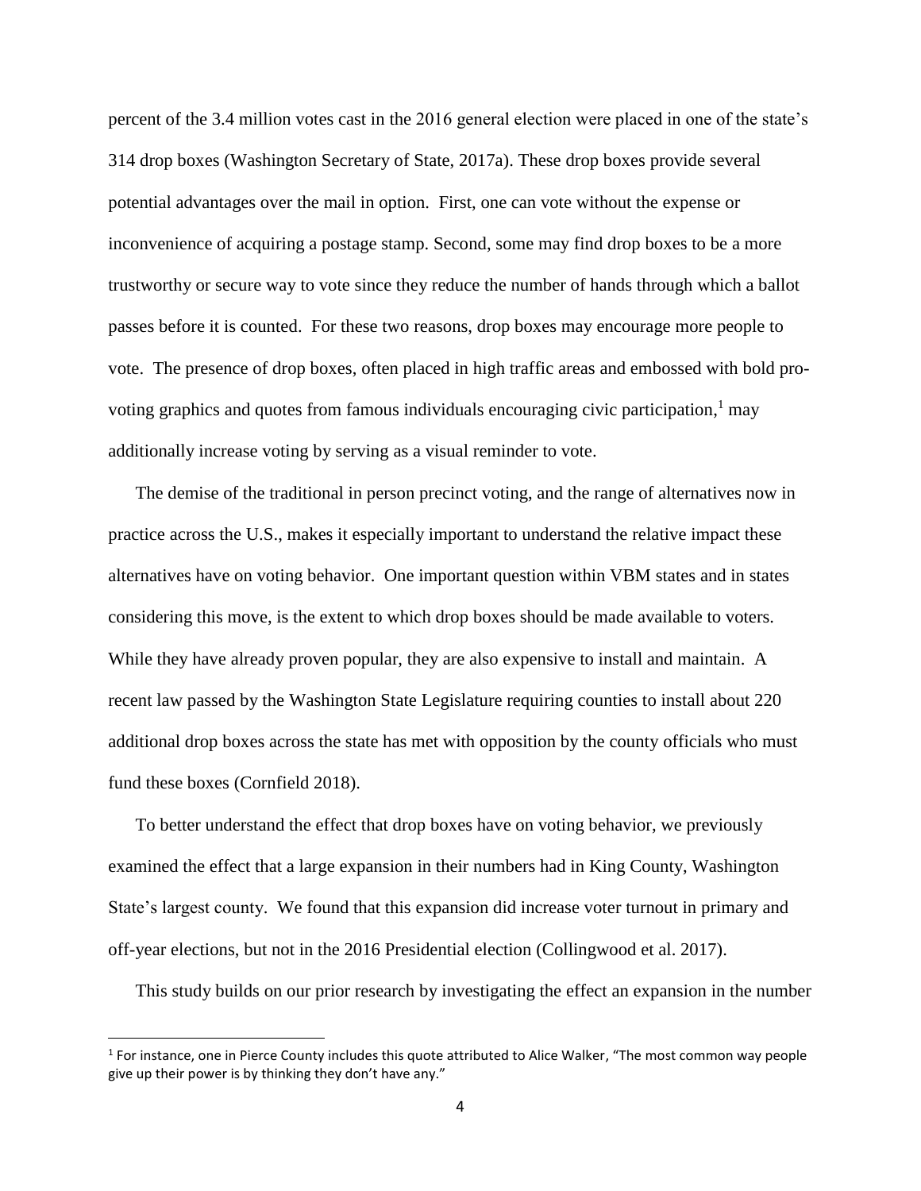percent of the 3.4 million votes cast in the 2016 general election were placed in one of the state's 314 drop boxes (Washington Secretary of State, 2017a). These drop boxes provide several potential advantages over the mail in option. First, one can vote without the expense or inconvenience of acquiring a postage stamp. Second, some may find drop boxes to be a more trustworthy or secure way to vote since they reduce the number of hands through which a ballot passes before it is counted. For these two reasons, drop boxes may encourage more people to vote. The presence of drop boxes, often placed in high traffic areas and embossed with bold pro-voting graphics and quotes from famous individuals encouraging civic participation,[1] may additionally increase voting by serving as a visual reminder to vote.

The demise of the traditional in person precinct voting, and the range of alternatives now in practice across the U.S., makes it especially important to understand the relative impact these alternatives have on voting behavior. One important question within VBM states and in states considering this move, is the extent to which drop boxes should be made available to voters. While they have already proven popular, they are also expensive to install and maintain. A recent law passed by the Washington State Legislature requiring counties to install about 220 additional drop boxes across the state has met with opposition by the county officials who must fund these boxes (Cornfield 2018).

To better understand the effect that drop boxes have on voting behavior, we previously examined the effect that a large expansion in their numbers had in King County, Washington State's largest county. We found that this expansion did increase voter turnout in primary and off-year elections, but not in the 2016 Presidential election (Collingwood et al. 2017).

This study builds on our prior research by investigating the effect an expansion in the number

[1] For instance, one in Pierce County includes this quote attributed to Alice Walker, "The most common way people give up their power is by thinking they don't have any."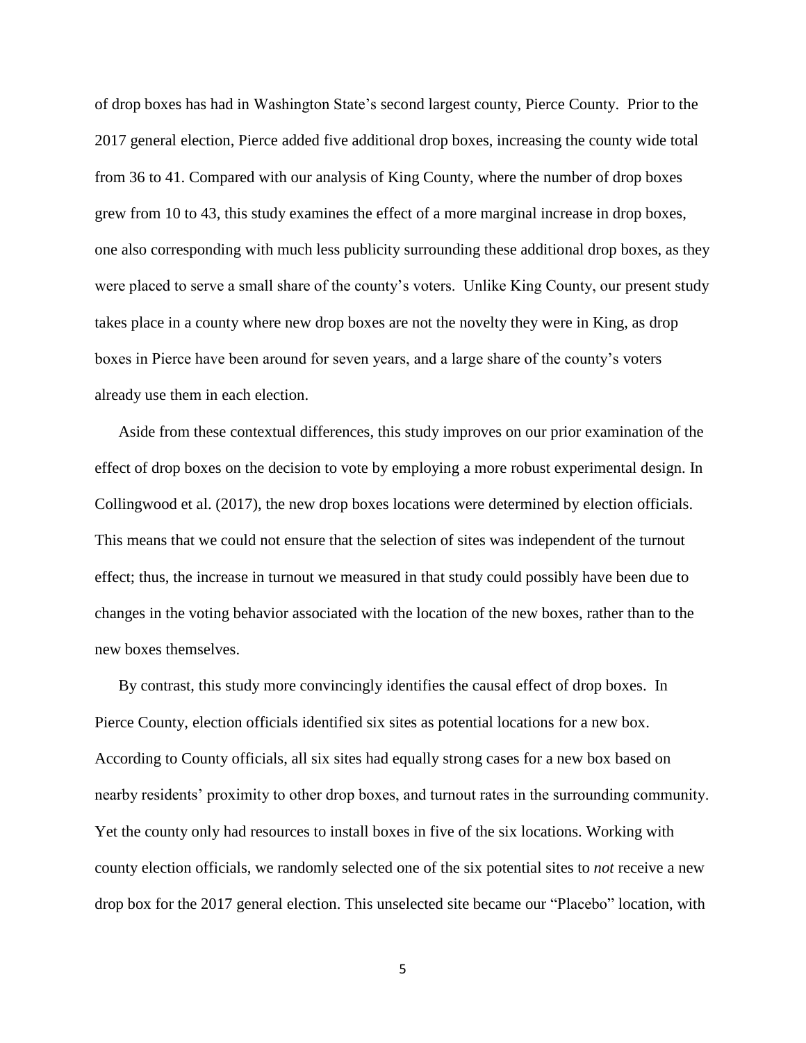of drop boxes has had in Washington State's second largest county, Pierce County. Prior to the 2017 general election, Pierce added five additional drop boxes, increasing the county wide total from 36 to 41. Compared with our analysis of King County, where the number of drop boxes grew from 10 to 43, this study examines the effect of a more marginal increase in drop boxes, one also corresponding with much less publicity surrounding these additional drop boxes, as they were placed to serve a small share of the county's voters. Unlike King County, our present study takes place in a county where new drop boxes are not the novelty they were in King, as drop boxes in Pierce have been around for seven years, and a large share of the county's voters already use them in each election.

Aside from these contextual differences, this study improves on our prior examination of the effect of drop boxes on the decision to vote by employing a more robust experimental design. In Collingwood et al. (2017), the new drop boxes locations were determined by election officials. This means that we could not ensure that the selection of sites was independent of the turnout effect; thus, the increase in turnout we measured in that study could possibly have been due to changes in the voting behavior associated with the location of the new boxes, rather than to the new boxes themselves.

By contrast, this study more convincingly identifies the causal effect of drop boxes. In Pierce County, election officials identified six sites as potential locations for a new box. According to County officials, all six sites had equally strong cases for a new box based on nearby residents' proximity to other drop boxes, and turnout rates in the surrounding community. Yet the county only had resources to install boxes in five of the six locations. Working with county election officials, we randomly selected one of the six potential sites to *not* receive a new drop box for the 2017 general election. This unselected site became our "Placebo" location, with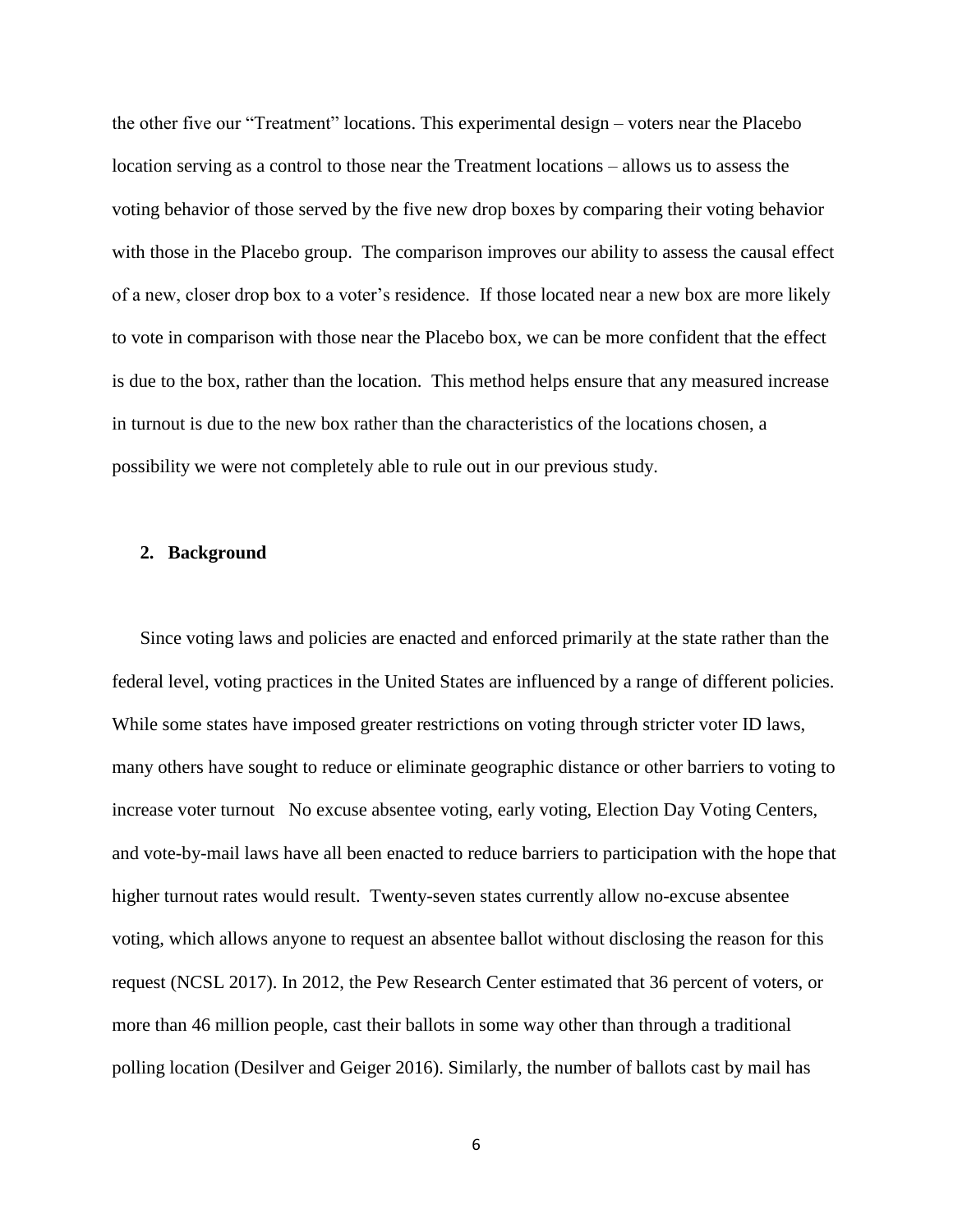the other five our "Treatment" locations. This experimental design – voters near the Placebo location serving as a control to those near the Treatment locations – allows us to assess the voting behavior of those served by the five new drop boxes by comparing their voting behavior with those in the Placebo group. The comparison improves our ability to assess the causal effect of a new, closer drop box to a voter's residence. If those located near a new box are more likely to vote in comparison with those near the Placebo box, we can be more confident that the effect is due to the box, rather than the location. This method helps ensure that any measured increase in turnout is due to the new box rather than the characteristics of the locations chosen, a possibility we were not completely able to rule out in our previous study.

## 2. Background

Since voting laws and policies are enacted and enforced primarily at the state rather than the federal level, voting practices in the United States are influenced by a range of different policies. While some states have imposed greater restrictions on voting through stricter voter ID laws, many others have sought to reduce or eliminate geographic distance or other barriers to voting to increase voter turnout No excuse absentee voting, early voting, Election Day Voting Centers, and vote-by-mail laws have all been enacted to reduce barriers to participation with the hope that higher turnout rates would result. Twenty-seven states currently allow no-excuse absentee voting, which allows anyone to request an absentee ballot without disclosing the reason for this request (NCSL 2017). In 2012, the Pew Research Center estimated that 36 percent of voters, or more than 46 million people, cast their ballots in some way other than through a traditional polling location (Desilver and Geiger 2016). Similarly, the number of ballots cast by mail has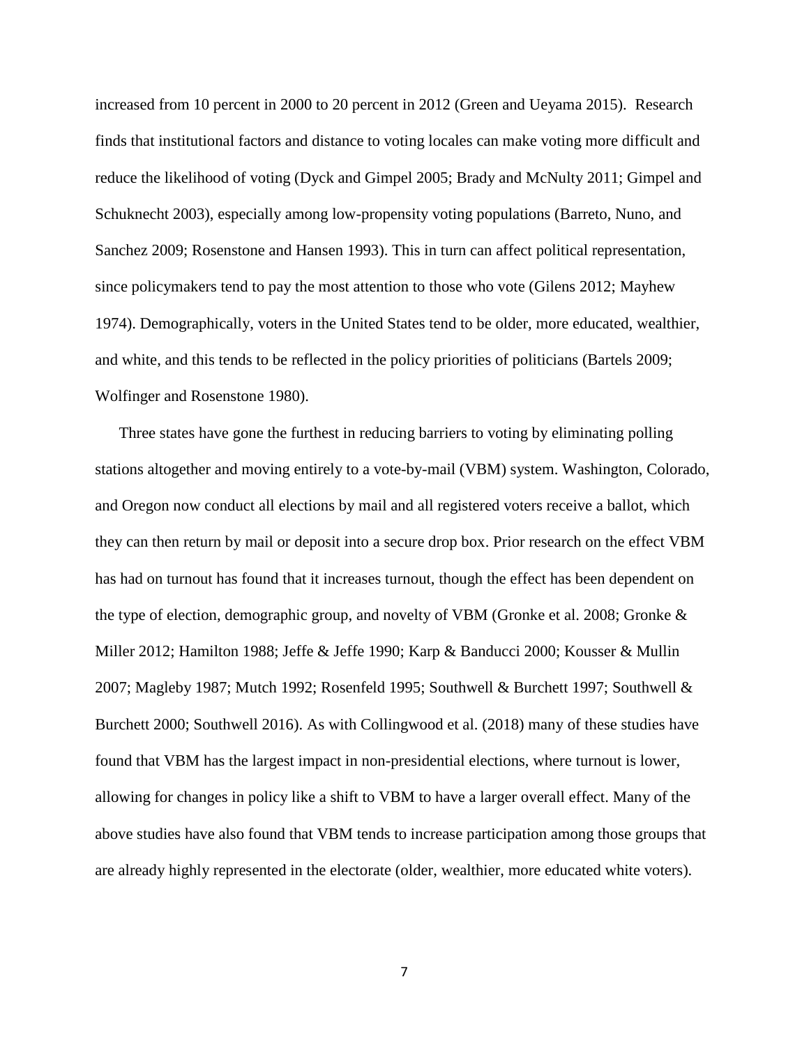increased from 10 percent in 2000 to 20 percent in 2012 (Green and Ueyama 2015). Research finds that institutional factors and distance to voting locales can make voting more difficult and reduce the likelihood of voting (Dyck and Gimpel 2005; Brady and McNulty 2011; Gimpel and Schuknecht 2003), especially among low-propensity voting populations (Barreto, Nuno, and Sanchez 2009; Rosenstone and Hansen 1993). This in turn can affect political representation, since policymakers tend to pay the most attention to those who vote (Gilens 2012; Mayhew 1974). Demographically, voters in the United States tend to be older, more educated, wealthier, and white, and this tends to be reflected in the policy priorities of politicians (Bartels 2009; Wolfinger and Rosenstone 1980).

Three states have gone the furthest in reducing barriers to voting by eliminating polling stations altogether and moving entirely to a vote-by-mail (VBM) system. Washington, Colorado, and Oregon now conduct all elections by mail and all registered voters receive a ballot, which they can then return by mail or deposit into a secure drop box. Prior research on the effect VBM has had on turnout has found that it increases turnout, though the effect has been dependent on the type of election, demographic group, and novelty of VBM (Gronke et al. 2008; Gronke & Miller 2012; Hamilton 1988; Jeffe & Jeffe 1990; Karp & Banducci 2000; Kousser & Mullin 2007; Magleby 1987; Mutch 1992; Rosenfeld 1995; Southwell & Burchett 1997; Southwell & Burchett 2000; Southwell 2016). As with Collingwood et al. (2018) many of these studies have found that VBM has the largest impact in non-presidential elections, where turnout is lower, allowing for changes in policy like a shift to VBM to have a larger overall effect. Many of the above studies have also found that VBM tends to increase participation among those groups that are already highly represented in the electorate (older, wealthier, more educated white voters).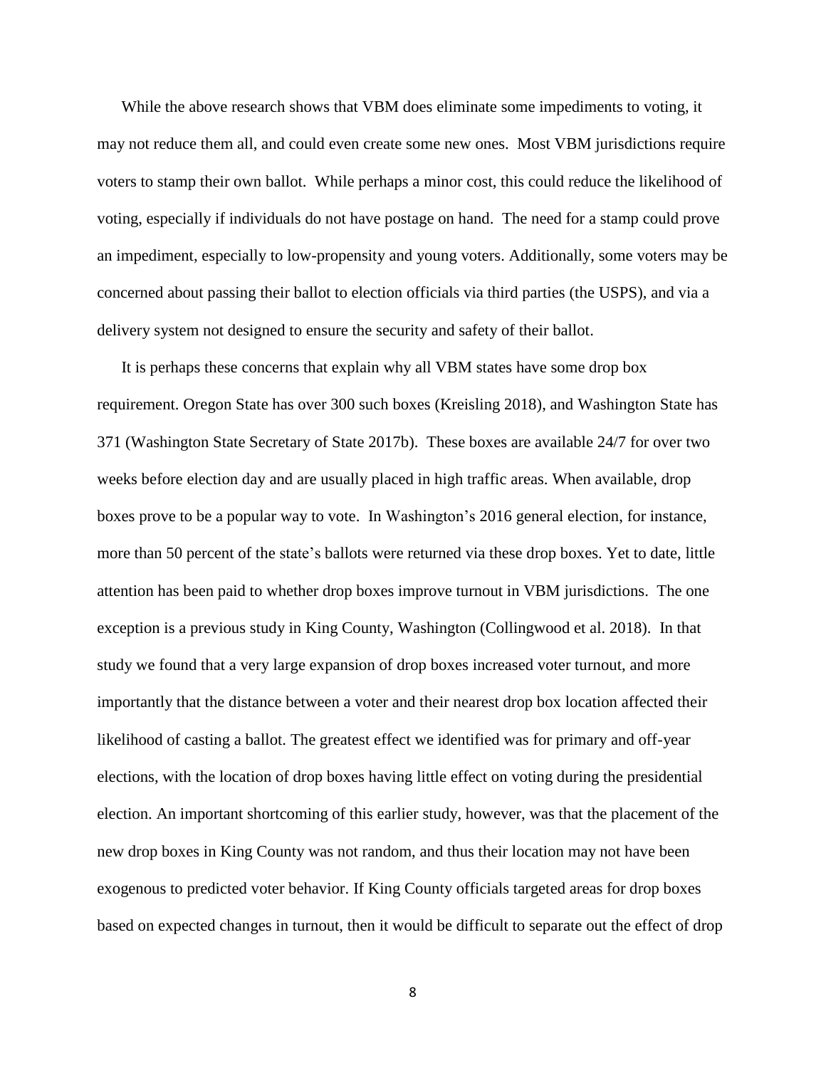While the above research shows that VBM does eliminate some impediments to voting, it may not reduce them all, and could even create some new ones. Most VBM jurisdictions require voters to stamp their own ballot. While perhaps a minor cost, this could reduce the likelihood of voting, especially if individuals do not have postage on hand. The need for a stamp could prove an impediment, especially to low-propensity and young voters. Additionally, some voters may be concerned about passing their ballot to election officials via third parties (the USPS), and via a delivery system not designed to ensure the security and safety of their ballot.

It is perhaps these concerns that explain why all VBM states have some drop box requirement. Oregon State has over 300 such boxes (Kreisling 2018), and Washington State has 371 (Washington State Secretary of State 2017b). These boxes are available 24/7 for over two weeks before election day and are usually placed in high traffic areas. When available, drop boxes prove to be a popular way to vote. In Washington's 2016 general election, for instance, more than 50 percent of the state's ballots were returned via these drop boxes. Yet to date, little attention has been paid to whether drop boxes improve turnout in VBM jurisdictions. The one exception is a previous study in King County, Washington (Collingwood et al. 2018). In that study we found that a very large expansion of drop boxes increased voter turnout, and more importantly that the distance between a voter and their nearest drop box location affected their likelihood of casting a ballot. The greatest effect we identified was for primary and off-year elections, with the location of drop boxes having little effect on voting during the presidential election. An important shortcoming of this earlier study, however, was that the placement of the new drop boxes in King County was not random, and thus their location may not have been exogenous to predicted voter behavior. If King County officials targeted areas for drop boxes based on expected changes in turnout, then it would be difficult to separate out the effect of drop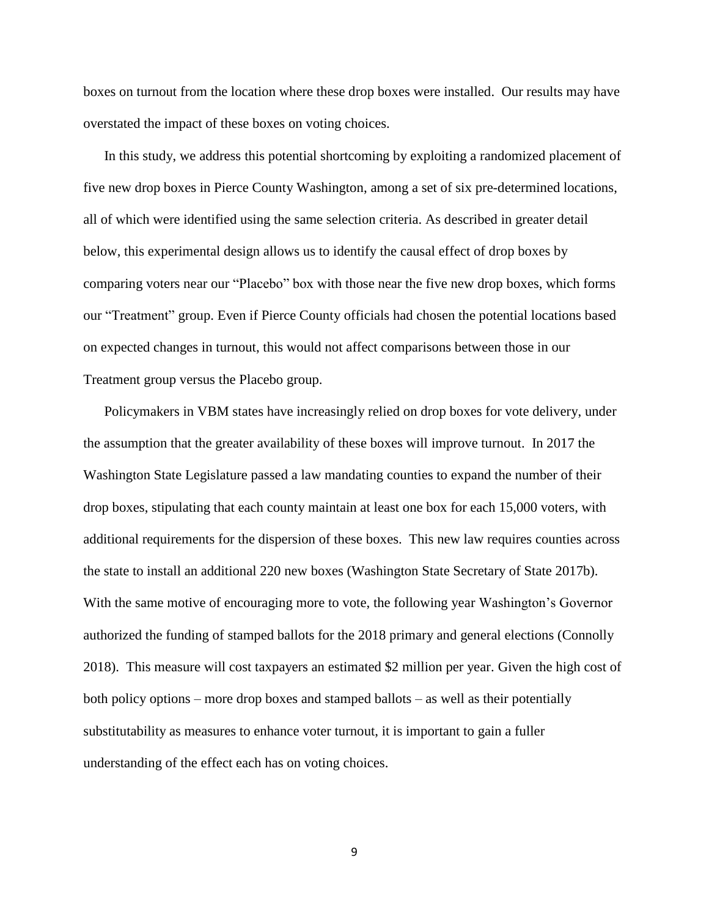boxes on turnout from the location where these drop boxes were installed. Our results may have overstated the impact of these boxes on voting choices.

In this study, we address this potential shortcoming by exploiting a randomized placement of five new drop boxes in Pierce County Washington, among a set of six pre-determined locations, all of which were identified using the same selection criteria. As described in greater detail below, this experimental design allows us to identify the causal effect of drop boxes by comparing voters near our "Placebo" box with those near the five new drop boxes, which forms our "Treatment" group. Even if Pierce County officials had chosen the potential locations based on expected changes in turnout, this would not affect comparisons between those in our Treatment group versus the Placebo group.

Policymakers in VBM states have increasingly relied on drop boxes for vote delivery, under the assumption that the greater availability of these boxes will improve turnout. In 2017 the Washington State Legislature passed a law mandating counties to expand the number of their drop boxes, stipulating that each county maintain at least one box for each 15,000 voters, with additional requirements for the dispersion of these boxes. This new law requires counties across the state to install an additional 220 new boxes (Washington State Secretary of State 2017b). With the same motive of encouraging more to vote, the following year Washington's Governor authorized the funding of stamped ballots for the 2018 primary and general elections (Connolly 2018). This measure will cost taxpayers an estimated $2 million per year. Given the high cost of both policy options – more drop boxes and stamped ballots – as well as their potentially substitutability as measures to enhance voter turnout, it is important to gain a fuller understanding of the effect each has on voting choices.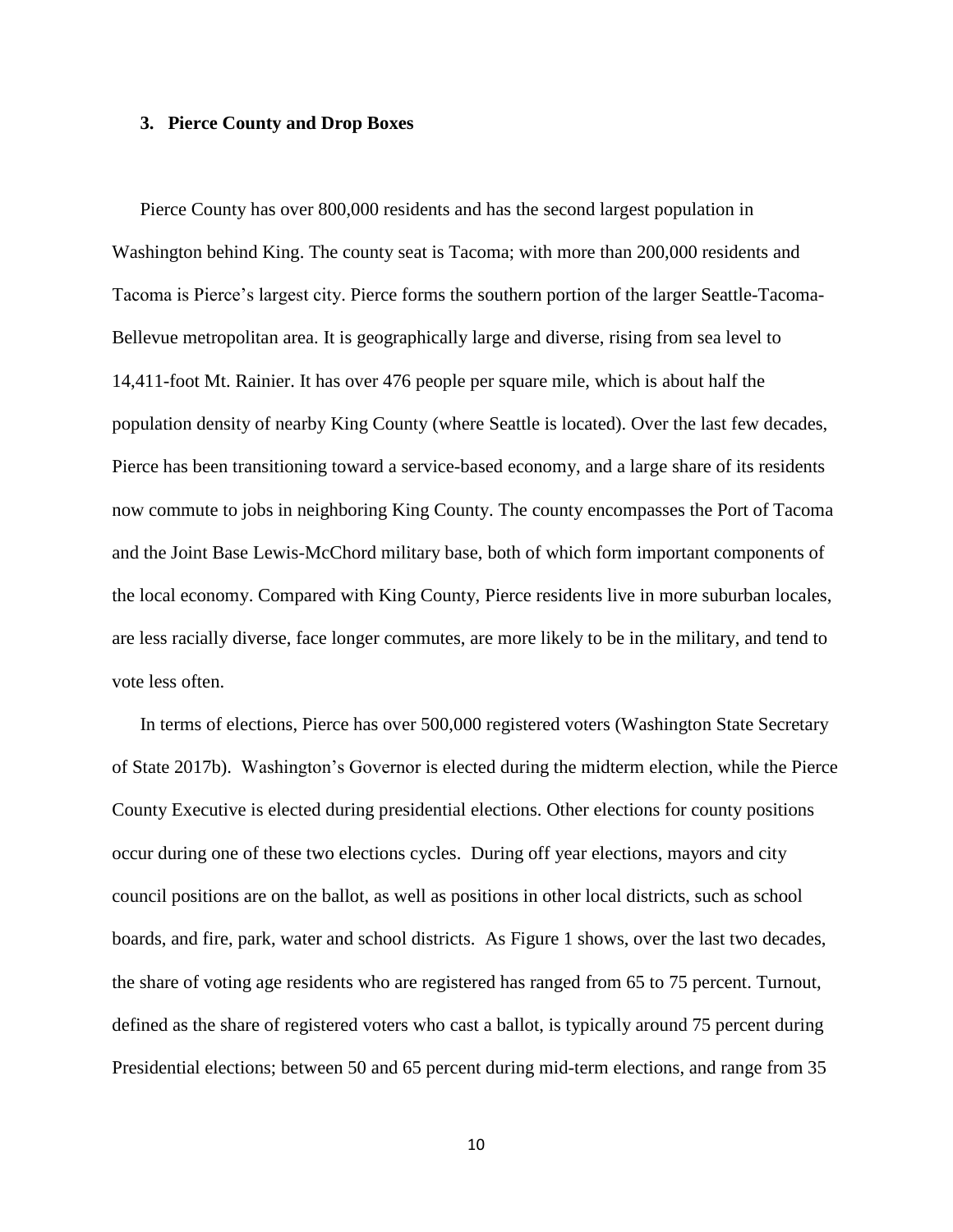## 3. Pierce County and Drop Boxes

Pierce County has over 800,000 residents and has the second largest population in Washington behind King. The county seat is Tacoma; with more than 200,000 residents and Tacoma is Pierce's largest city. Pierce forms the southern portion of the larger Seattle-Tacoma-Bellevue metropolitan area. It is geographically large and diverse, rising from sea level to 14,411-foot Mt. Rainier. It has over 476 people per square mile, which is about half the population density of nearby King County (where Seattle is located). Over the last few decades, Pierce has been transitioning toward a service-based economy, and a large share of its residents now commute to jobs in neighboring King County. The county encompasses the Port of Tacoma and the Joint Base Lewis-McChord military base, both of which form important components of the local economy. Compared with King County, Pierce residents live in more suburban locales, are less racially diverse, face longer commutes, are more likely to be in the military, and tend to vote less often.

In terms of elections, Pierce has over 500,000 registered voters (Washington State Secretary of State 2017b). Washington's Governor is elected during the midterm election, while the Pierce County Executive is elected during presidential elections. Other elections for county positions occur during one of these two elections cycles. During off year elections, mayors and city council positions are on the ballot, as well as positions in other local districts, such as school boards, and fire, park, water and school districts. As Figure 1 shows, over the last two decades, the share of voting age residents who are registered has ranged from 65 to 75 percent. Turnout, defined as the share of registered voters who cast a ballot, is typically around 75 percent during Presidential elections; between 50 and 65 percent during mid-term elections, and range from 35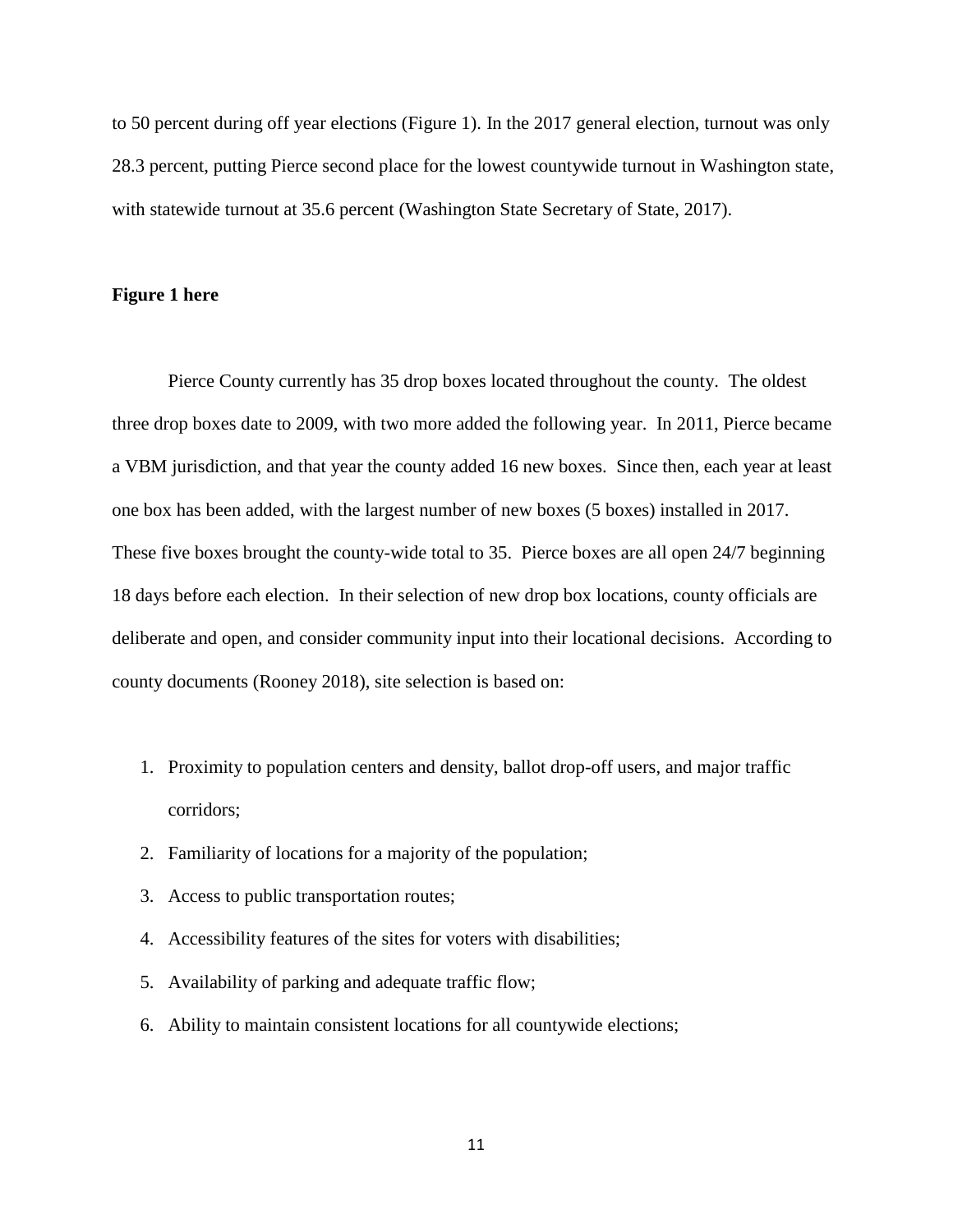to 50 percent during off year elections (Figure 1). In the 2017 general election, turnout was only 28.3 percent, putting Pierce second place for the lowest countywide turnout in Washington state, with statewide turnout at 35.6 percent (Washington State Secretary of State, 2017).

**Figure 1 here**

Pierce County currently has 35 drop boxes located throughout the county. The oldest three drop boxes date to 2009, with two more added the following year. In 2011, Pierce became a VBM jurisdiction, and that year the county added 16 new boxes. Since then, each year at least one box has been added, with the largest number of new boxes (5 boxes) installed in 2017. These five boxes brought the county-wide total to 35. Pierce boxes are all open 24/7 beginning 18 days before each election. In their selection of new drop box locations, county officials are deliberate and open, and consider community input into their locational decisions. According to county documents (Rooney 2018), site selection is based on:

1. Proximity to population centers and density, ballot drop-off users, and major traffic corridors;
2. Familiarity of locations for a majority of the population;
3. Access to public transportation routes;
4. Accessibility features of the sites for voters with disabilities;
5. Availability of parking and adequate traffic flow;
6. Ability to maintain consistent locations for all countywide elections;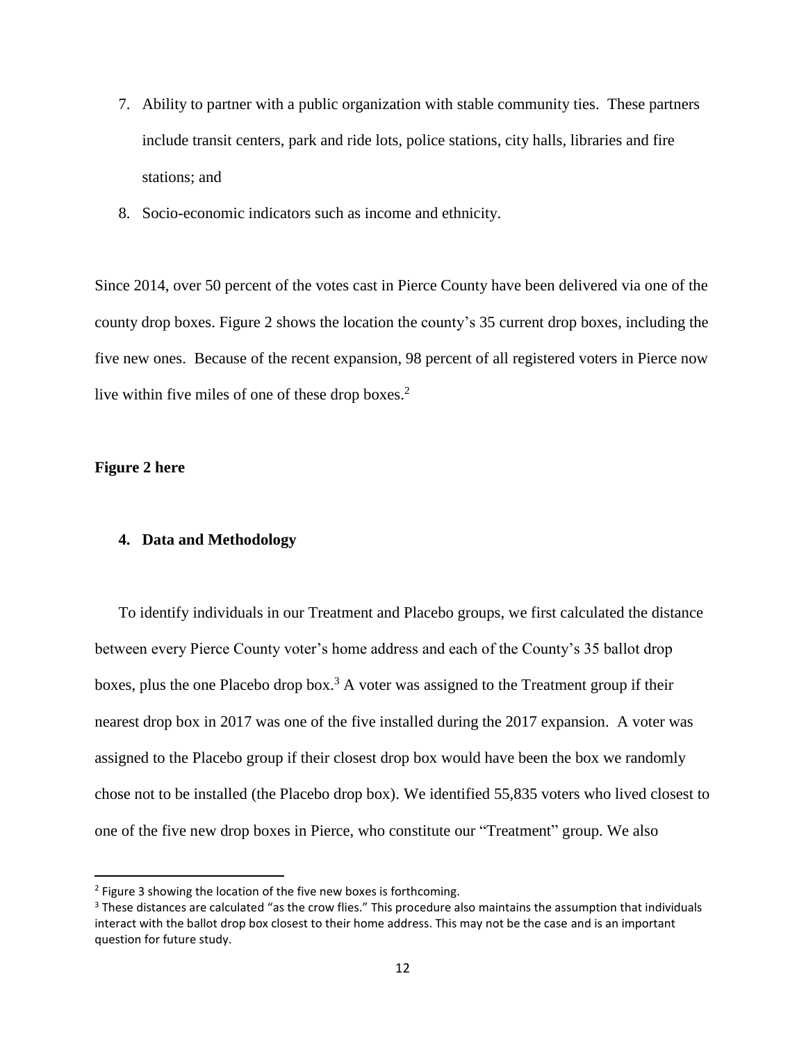7. Ability to partner with a public organization with stable community ties. These partners include transit centers, park and ride lots, police stations, city halls, libraries and fire stations; and
8. Socio-economic indicators such as income and ethnicity.

Since 2014, over 50 percent of the votes cast in Pierce County have been delivered via one of the county drop boxes. Figure 2 shows the location the county's 35 current drop boxes, including the five new ones. Because of the recent expansion, 98 percent of all registered voters in Pierce now live within five miles of one of these drop boxes.[2]

**Figure 2 here**

## 4. Data and Methodology

To identify individuals in our Treatment and Placebo groups, we first calculated the distance between every Pierce County voter's home address and each of the County's 35 ballot drop boxes, plus the one Placebo drop box.[3] A voter was assigned to the Treatment group if their nearest drop box in 2017 was one of the five installed during the 2017 expansion. A voter was assigned to the Placebo group if their closest drop box would have been the box we randomly chose not to be installed (the Placebo drop box). We identified 55,835 voters who lived closest to one of the five new drop boxes in Pierce, who constitute our "Treatment" group. We also

[2] Figure 3 showing the location of the five new boxes is forthcoming.

[3] These distances are calculated "as the crow flies." This procedure also maintains the assumption that individuals interact with the ballot drop box closest to their home address. This may not be the case and is an important question for future study.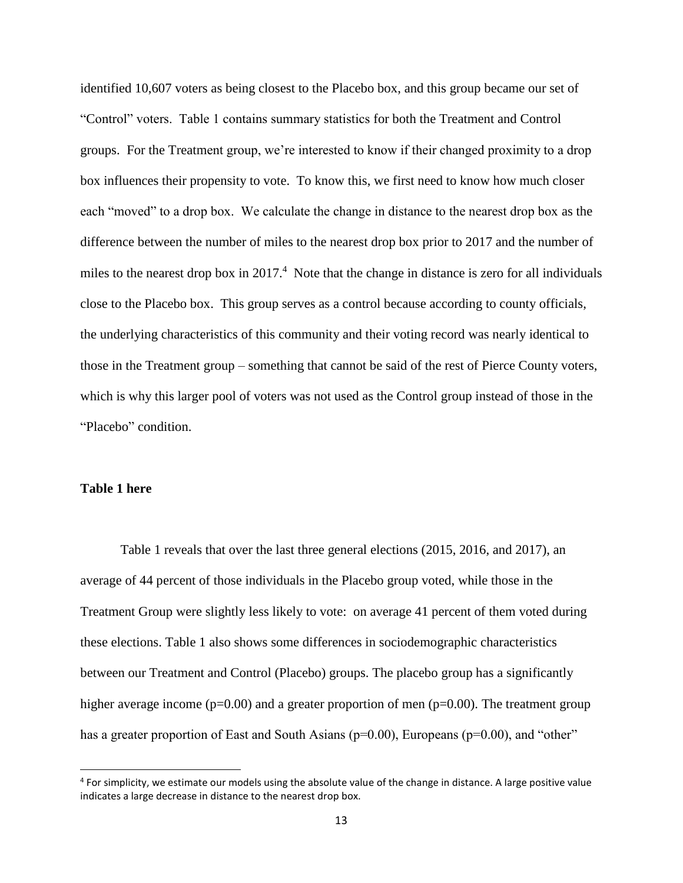identified 10,607 voters as being closest to the Placebo box, and this group became our set of "Control" voters. Table 1 contains summary statistics for both the Treatment and Control groups. For the Treatment group, we're interested to know if their changed proximity to a drop box influences their propensity to vote. To know this, we first need to know how much closer each "moved" to a drop box. We calculate the change in distance to the nearest drop box as the difference between the number of miles to the nearest drop box prior to 2017 and the number of miles to the nearest drop box in 2017.[4] Note that the change in distance is zero for all individuals close to the Placebo box. This group serves as a control because according to county officials, the underlying characteristics of this community and their voting record was nearly identical to those in the Treatment group – something that cannot be said of the rest of Pierce County voters, which is why this larger pool of voters was not used as the Control group instead of those in the "Placebo" condition.

**Table 1 here**

Table 1 reveals that over the last three general elections (2015, 2016, and 2017), an average of 44 percent of those individuals in the Placebo group voted, while those in the Treatment Group were slightly less likely to vote: on average 41 percent of them voted during these elections. Table 1 also shows some differences in sociodemographic characteristics between our Treatment and Control (Placebo) groups. The placebo group has a significantly higher average income ($p=0.00$) and a greater proportion of men ($p=0.00$). The treatment group has a greater proportion of East and South Asians ($p=0.00$), Europeans ($p=0.00$), and "other"

[4] For simplicity, we estimate our models using the absolute value of the change in distance. A large positive value indicates a large decrease in distance to the nearest drop box.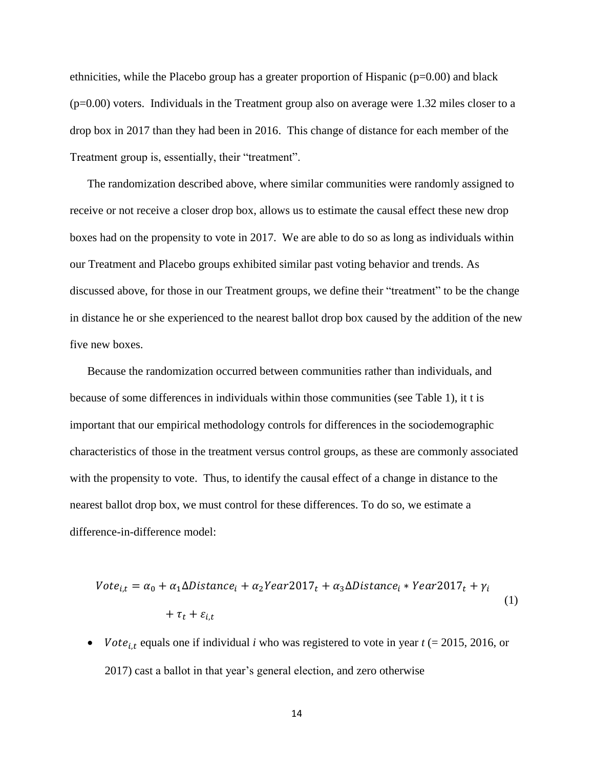ethnicities, while the Placebo group has a greater proportion of Hispanic (p=0.00) and black (p=0.00) voters. Individuals in the Treatment group also on average were 1.32 miles closer to a drop box in 2017 than they had been in 2016. This change of distance for each member of the Treatment group is, essentially, their "treatment".

The randomization described above, where similar communities were randomly assigned to receive or not receive a closer drop box, allows us to estimate the causal effect these new drop boxes had on the propensity to vote in 2017. We are able to do so as long as individuals within our Treatment and Placebo groups exhibited similar past voting behavior and trends. As discussed above, for those in our Treatment groups, we define their "treatment" to be the change in distance he or she experienced to the nearest ballot drop box caused by the addition of the new five new boxes.

Because the randomization occurred between communities rather than individuals, and because of some differences in individuals within those communities (see Table 1), it t is important that our empirical methodology controls for differences in the sociodemographic characteristics of those in the treatment versus control groups, as these are commonly associated with the propensity to vote. Thus, to identify the causal effect of a change in distance to the nearest ballot drop box, we must control for these differences. To do so, we estimate a difference-in-difference model:

$$Vote_{i,t} = \alpha_0 + \alpha_1 \Delta Distance_i + \alpha_2 Year2017_t + \alpha_3 \Delta Distance_i * Year2017_t + \gamma_i + \tau_t + \varepsilon_{i,t} \tag{1}$$

- $Vote_{i,t}$ equals one if individual *i* who was registered to vote in year *t* (= 2015, 2016, or 2017) cast a ballot in that year's general election, and zero otherwise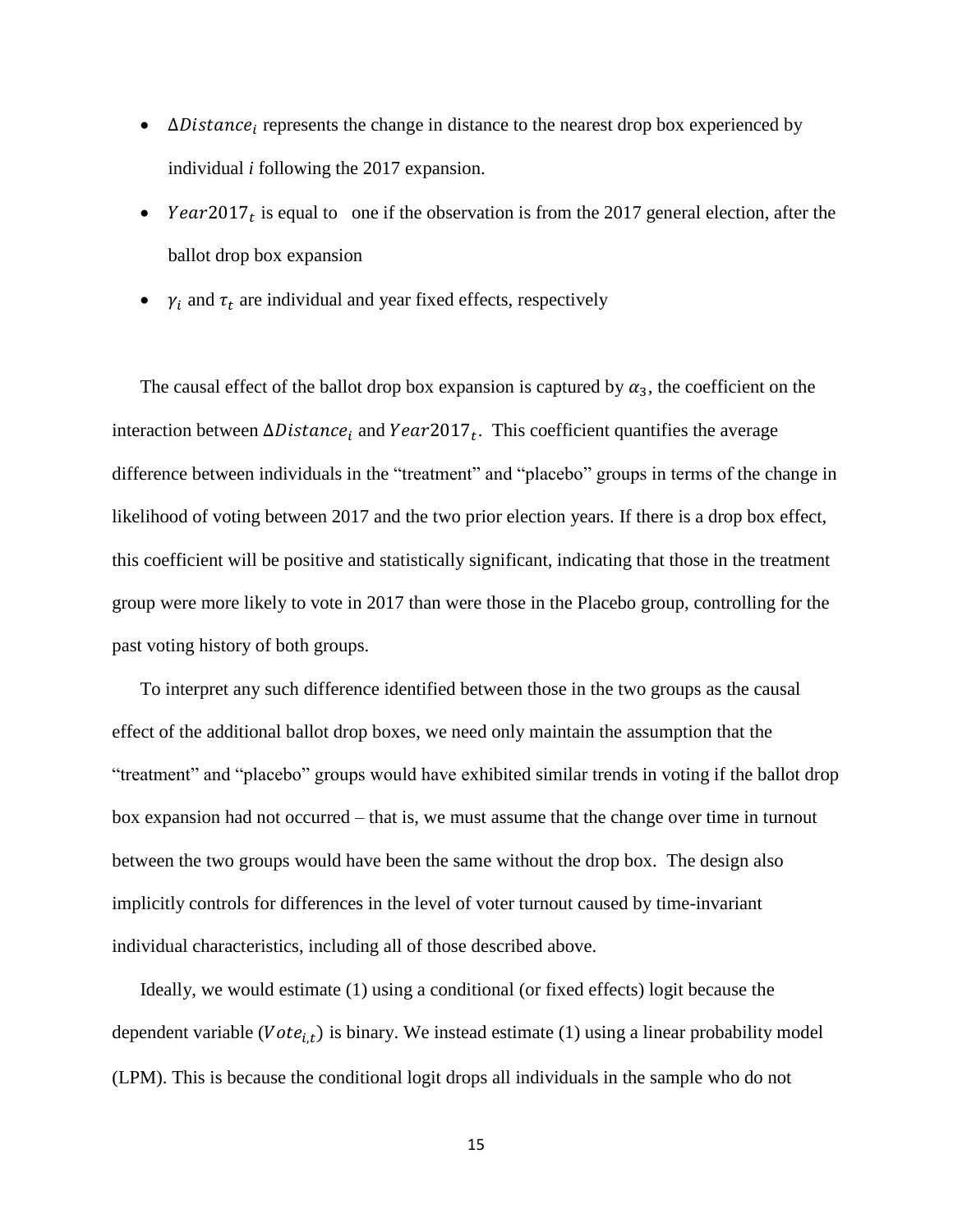- $\Delta Distance_i$ represents the change in distance to the nearest drop box experienced by individual *i* following the 2017 expansion.
- $Year2017_t$ is equal to one if the observation is from the 2017 general election, after the ballot drop box expansion
- $\gamma_i$ and $\tau_t$ are individual and year fixed effects, respectively

The causal effect of the ballot drop box expansion is captured by $\alpha_3$, the coefficient on the interaction between $\Delta Distance_i$ and $Year2017_t$. This coefficient quantifies the average difference between individuals in the "treatment" and "placebo" groups in terms of the change in likelihood of voting between 2017 and the two prior election years. If there is a drop box effect, this coefficient will be positive and statistically significant, indicating that those in the treatment group were more likely to vote in 2017 than were those in the Placebo group, controlling for the past voting history of both groups.

To interpret any such difference identified between those in the two groups as the causal effect of the additional ballot drop boxes, we need only maintain the assumption that the "treatment" and "placebo" groups would have exhibited similar trends in voting if the ballot drop box expansion had not occurred – that is, we must assume that the change over time in turnout between the two groups would have been the same without the drop box. The design also implicitly controls for differences in the level of voter turnout caused by time-invariant individual characteristics, including all of those described above.

Ideally, we would estimate (1) using a conditional (or fixed effects) logit because the dependent variable ($Vote_{i,t}$) is binary. We instead estimate (1) using a linear probability model (LPM). This is because the conditional logit drops all individuals in the sample who do not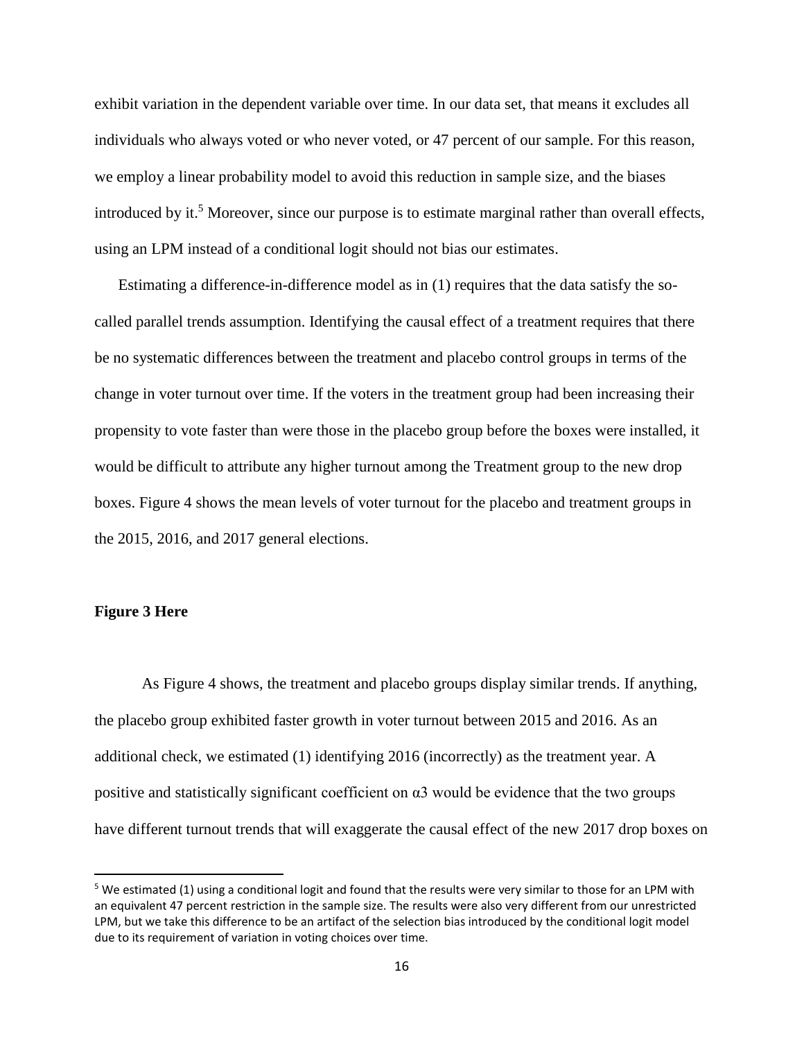exhibit variation in the dependent variable over time. In our data set, that means it excludes all individuals who always voted or who never voted, or 47 percent of our sample. For this reason, we employ a linear probability model to avoid this reduction in sample size, and the biases introduced by it.[5] Moreover, since our purpose is to estimate marginal rather than overall effects, using an LPM instead of a conditional logit should not bias our estimates.

Estimating a difference-in-difference model as in (1) requires that the data satisfy the so-called parallel trends assumption. Identifying the causal effect of a treatment requires that there be no systematic differences between the treatment and placebo control groups in terms of the change in voter turnout over time. If the voters in the treatment group had been increasing their propensity to vote faster than were those in the placebo group before the boxes were installed, it would be difficult to attribute any higher turnout among the Treatment group to the new drop boxes. Figure 4 shows the mean levels of voter turnout for the placebo and treatment groups in the 2015, 2016, and 2017 general elections.

**Figure 3 Here**

As Figure 4 shows, the treatment and placebo groups display similar trends. If anything, the placebo group exhibited faster growth in voter turnout between 2015 and 2016. As an additional check, we estimated (1) identifying 2016 (incorrectly) as the treatment year. A positive and statistically significant coefficient on $\alpha 3$ would be evidence that the two groups have different turnout trends that will exaggerate the causal effect of the new 2017 drop boxes on

[5] We estimated (1) using a conditional logit and found that the results were very similar to those for an LPM with an equivalent 47 percent restriction in the sample size. The results were also very different from our unrestricted LPM, but we take this difference to be an artifact of the selection bias introduced by the conditional logit model due to its requirement of variation in voting choices over time.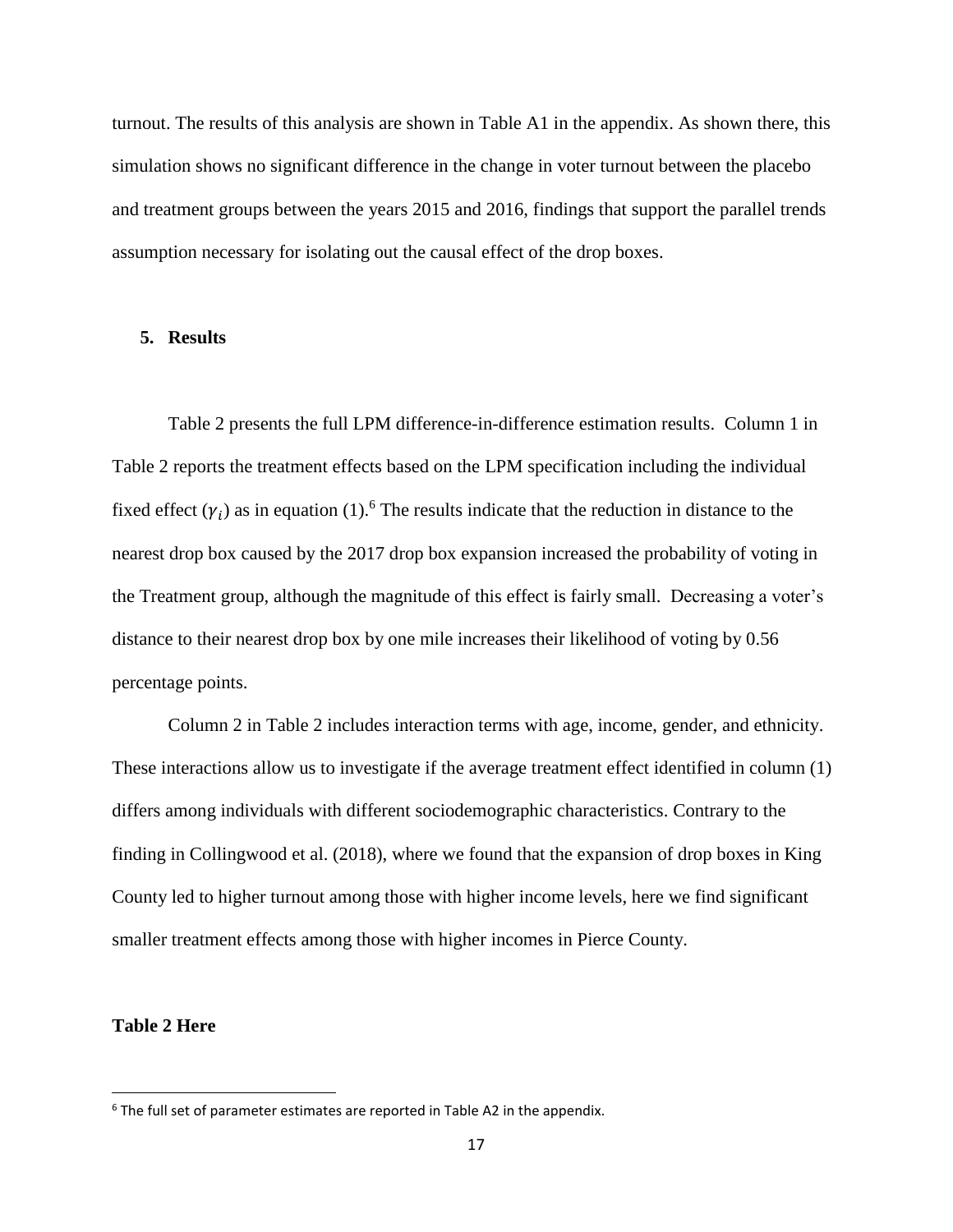turnout. The results of this analysis are shown in Table A1 in the appendix. As shown there, this simulation shows no significant difference in the change in voter turnout between the placebo and treatment groups between the years 2015 and 2016, findings that support the parallel trends assumption necessary for isolating out the causal effect of the drop boxes.

## 5. Results

Table 2 presents the full LPM difference-in-difference estimation results. Column 1 in Table 2 reports the treatment effects based on the LPM specification including the individual fixed effect ($\gamma_i$) as in equation (1).[6] The results indicate that the reduction in distance to the nearest drop box caused by the 2017 drop box expansion increased the probability of voting in the Treatment group, although the magnitude of this effect is fairly small. Decreasing a voter's distance to their nearest drop box by one mile increases their likelihood of voting by 0.56 percentage points.

Column 2 in Table 2 includes interaction terms with age, income, gender, and ethnicity. These interactions allow us to investigate if the average treatment effect identified in column (1) differs among individuals with different sociodemographic characteristics. Contrary to the finding in Collingwood et al. (2018), where we found that the expansion of drop boxes in King County led to higher turnout among those with higher income levels, here we find significant smaller treatment effects among those with higher incomes in Pierce County.

**Table 2 Here**

[6] The full set of parameter estimates are reported in Table A2 in the appendix.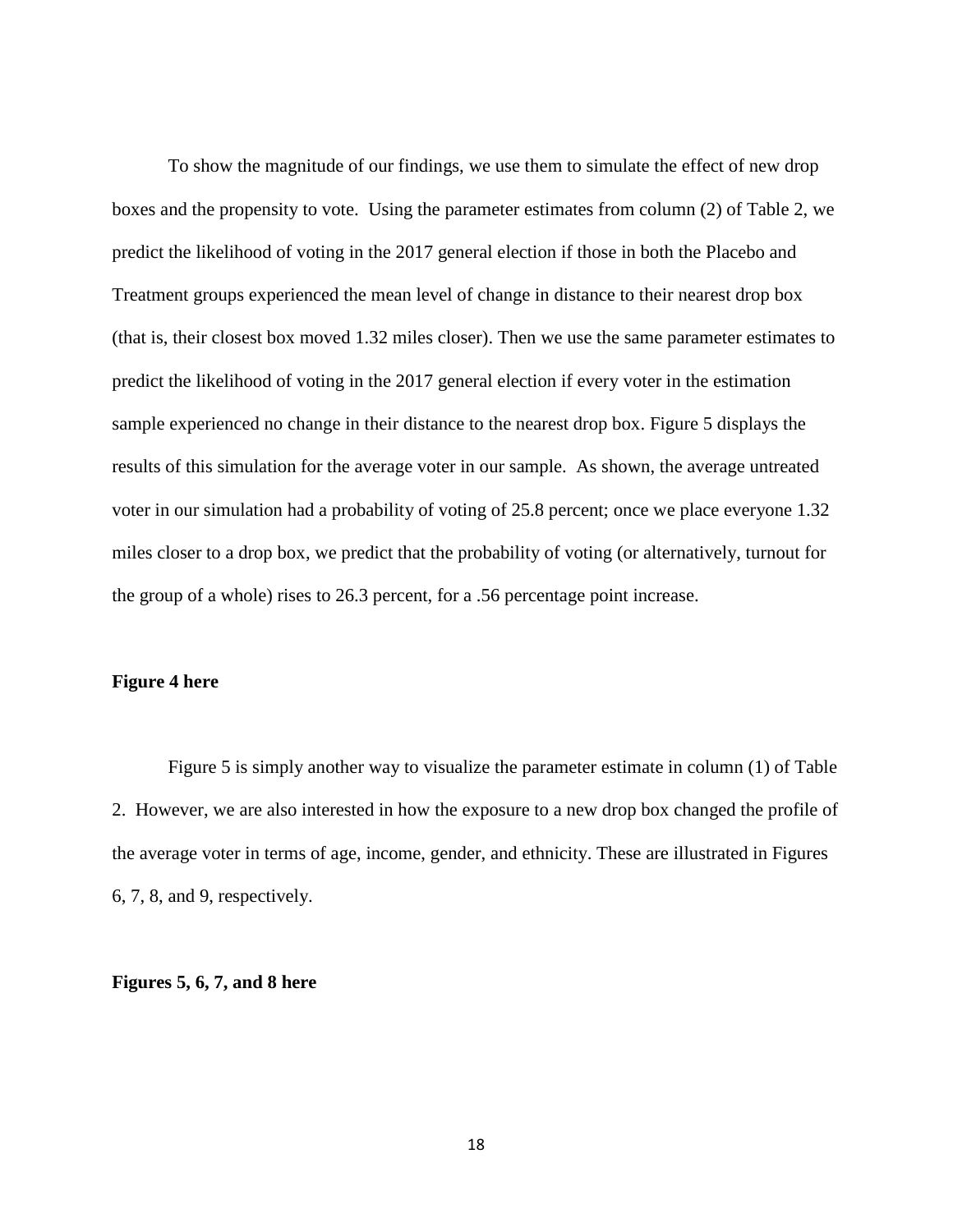To show the magnitude of our findings, we use them to simulate the effect of new drop boxes and the propensity to vote. Using the parameter estimates from column (2) of Table 2, we predict the likelihood of voting in the 2017 general election if those in both the Placebo and Treatment groups experienced the mean level of change in distance to their nearest drop box (that is, their closest box moved 1.32 miles closer). Then we use the same parameter estimates to predict the likelihood of voting in the 2017 general election if every voter in the estimation sample experienced no change in their distance to the nearest drop box. Figure 5 displays the results of this simulation for the average voter in our sample. As shown, the average untreated voter in our simulation had a probability of voting of 25.8 percent; once we place everyone 1.32 miles closer to a drop box, we predict that the probability of voting (or alternatively, turnout for the group of a whole) rises to 26.3 percent, for a .56 percentage point increase.

**Figure 4 here**

Figure 5 is simply another way to visualize the parameter estimate in column (1) of Table 2. However, we are also interested in how the exposure to a new drop box changed the profile of the average voter in terms of age, income, gender, and ethnicity. These are illustrated in Figures 6, 7, 8, and 9, respectively.

**Figures 5, 6, 7, and 8 here**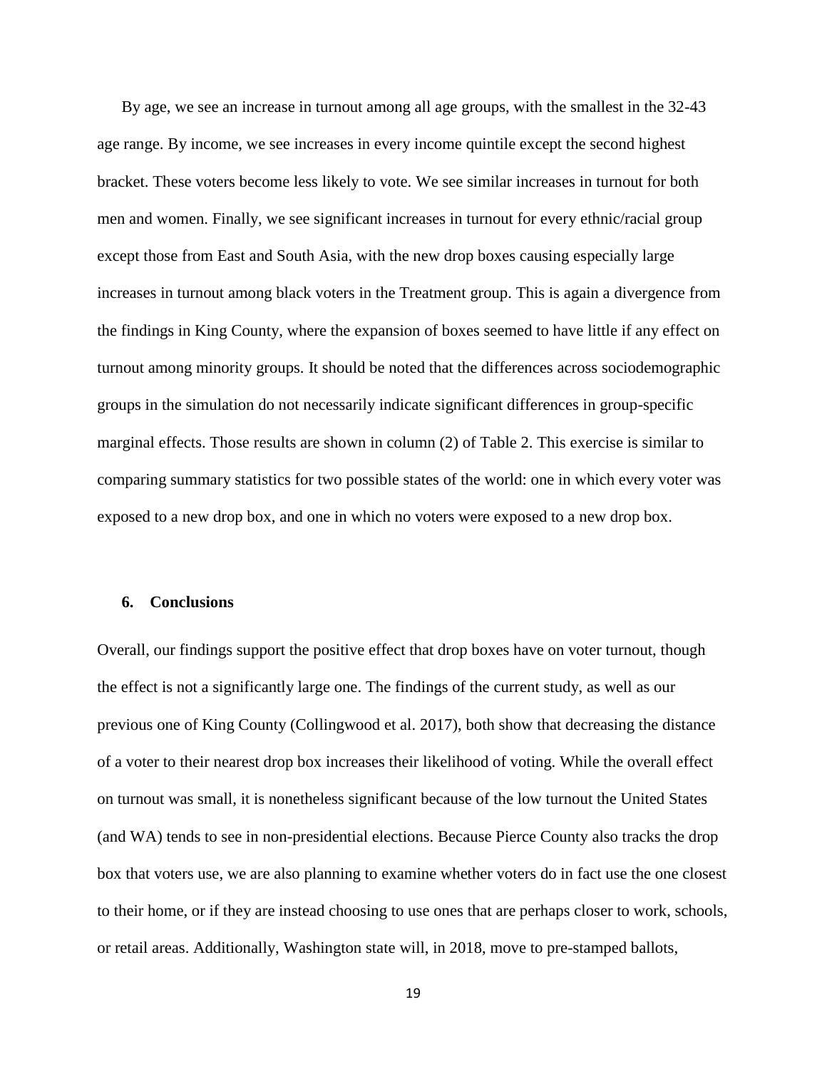By age, we see an increase in turnout among all age groups, with the smallest in the 32-43 age range. By income, we see increases in every income quintile except the second highest bracket. These voters become less likely to vote. We see similar increases in turnout for both men and women. Finally, we see significant increases in turnout for every ethnic/racial group except those from East and South Asia, with the new drop boxes causing especially large increases in turnout among black voters in the Treatment group. This is again a divergence from the findings in King County, where the expansion of boxes seemed to have little if any effect on turnout among minority groups. It should be noted that the differences across sociodemographic groups in the simulation do not necessarily indicate significant differences in group-specific marginal effects. Those results are shown in column (2) of Table 2. This exercise is similar to comparing summary statistics for two possible states of the world: one in which every voter was exposed to a new drop box, and one in which no voters were exposed to a new drop box.

## 6. Conclusions

Overall, our findings support the positive effect that drop boxes have on voter turnout, though the effect is not a significantly large one. The findings of the current study, as well as our previous one of King County (Collingwood et al. 2017), both show that decreasing the distance of a voter to their nearest drop box increases their likelihood of voting. While the overall effect on turnout was small, it is nonetheless significant because of the low turnout the United States (and WA) tends to see in non-presidential elections. Because Pierce County also tracks the drop box that voters use, we are also planning to examine whether voters do in fact use the one closest to their home, or if they are instead choosing to use ones that are perhaps closer to work, schools, or retail areas. Additionally, Washington state will, in 2018, move to pre-stamped ballots,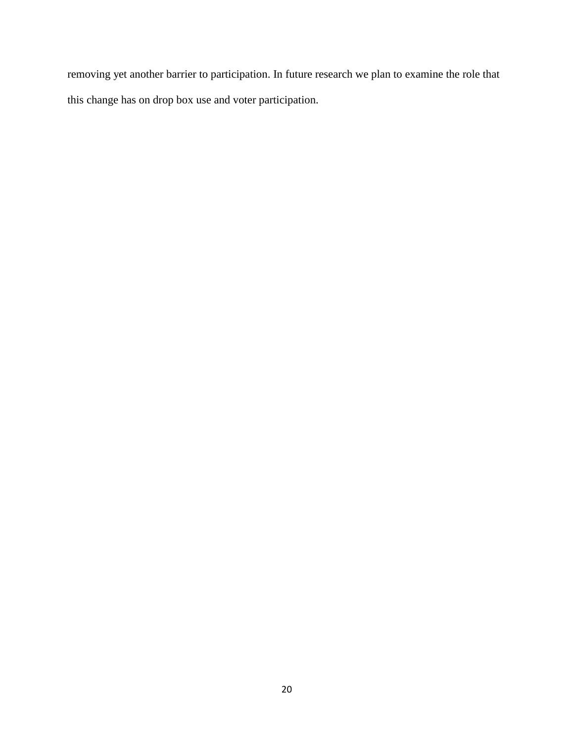removing yet another barrier to participation. In future research we plan to examine the role that this change has on drop box use and voter participation.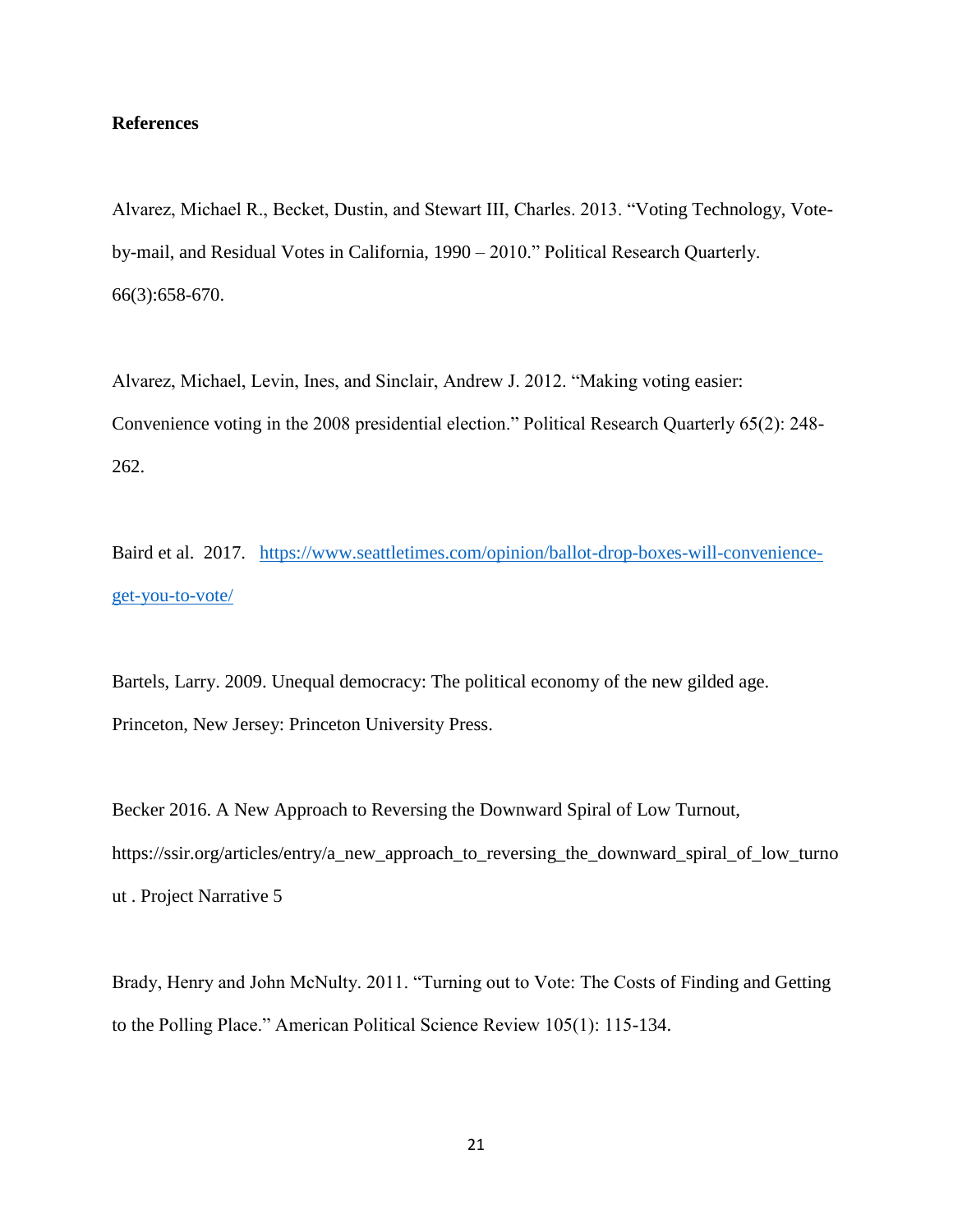**References**

Alvarez, Michael R., Becket, Dustin, and Stewart III, Charles. 2013. “Voting Technology, Vote-by-mail, and Residual Votes in California, 1990 – 2010.” Political Research Quarterly. 66(3):658-670.

Alvarez, Michael, Levin, Ines, and Sinclair, Andrew J. 2012. “Making voting easier: Convenience voting in the 2008 presidential election.” Political Research Quarterly 65(2): 248-262.

Baird et al. 2017. [https://www.seattletimes.com/opinion/ballot-drop-boxes-will-convenience-get-you-to-vote/](https://www.seattletimes.com/opinion/ballot-drop-boxes-will-convenience-get-you-to-vote/)

Bartels, Larry. 2009. Unequal democracy: The political economy of the new gilded age. Princeton, New Jersey: Princeton University Press.

Becker 2016. A New Approach to Reversing the Downward Spiral of Low Turnout, https://ssir.org/articles/entry/a_new_approach_to_reversing_the_downward_spiral_of_low_turnout . Project Narrative 5

Brady, Henry and John McNulty. 2011. “Turning out to Vote: The Costs of Finding and Getting to the Polling Place.” American Political Science Review 105(1): 115-134.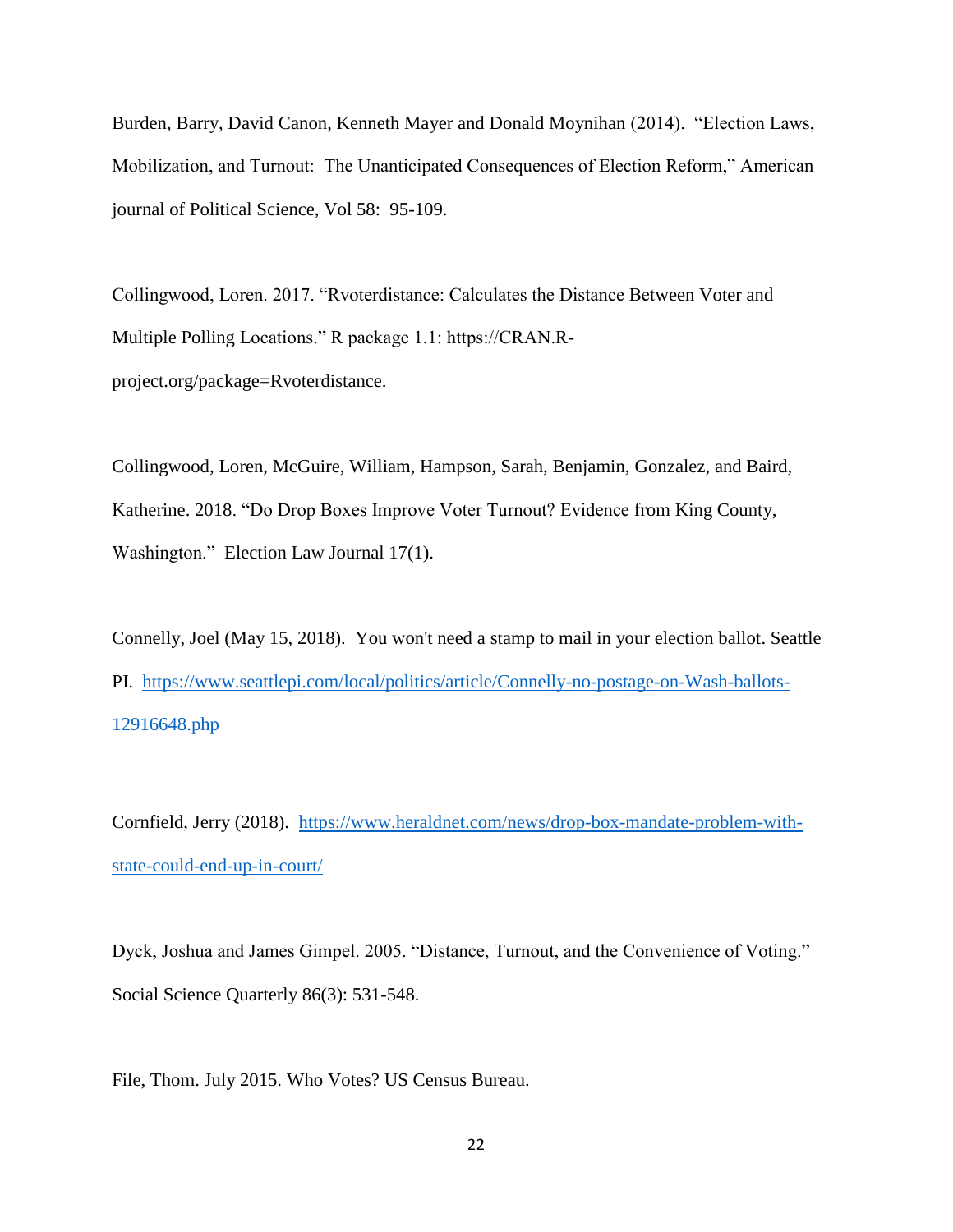Burden, Barry, David Canon, Kenneth Mayer and Donald Moynihan (2014). "Election Laws, Mobilization, and Turnout: The Unanticipated Consequences of Election Reform," American journal of Political Science, Vol 58: 95-109.

Collingwood, Loren. 2017. "Rvoterdistance: Calculates the Distance Between Voter and Multiple Polling Locations." R package 1.1: https://CRAN.R-project.org/package=Rvoterdistance.

Collingwood, Loren, McGuire, William, Hampson, Sarah, Benjamin, Gonzalez, and Baird, Katherine. 2018. "Do Drop Boxes Improve Voter Turnout? Evidence from King County, Washington." Election Law Journal 17(1).

Connelly, Joel (May 15, 2018). You won't need a stamp to mail in your election ballot. Seattle PI. https://www.seattlepi.com/local/politics/article/Connelly-no-postage-on-Wash-ballots-12916648.php

Cornfield, Jerry (2018). https://www.heraldnet.com/news/drop-box-mandate-problem-with-state-could-end-up-in-court/

Dyck, Joshua and James Gimpel. 2005. "Distance, Turnout, and the Convenience of Voting." Social Science Quarterly 86(3): 531-548.

File, Thom. July 2015. Who Votes? US Census Bureau.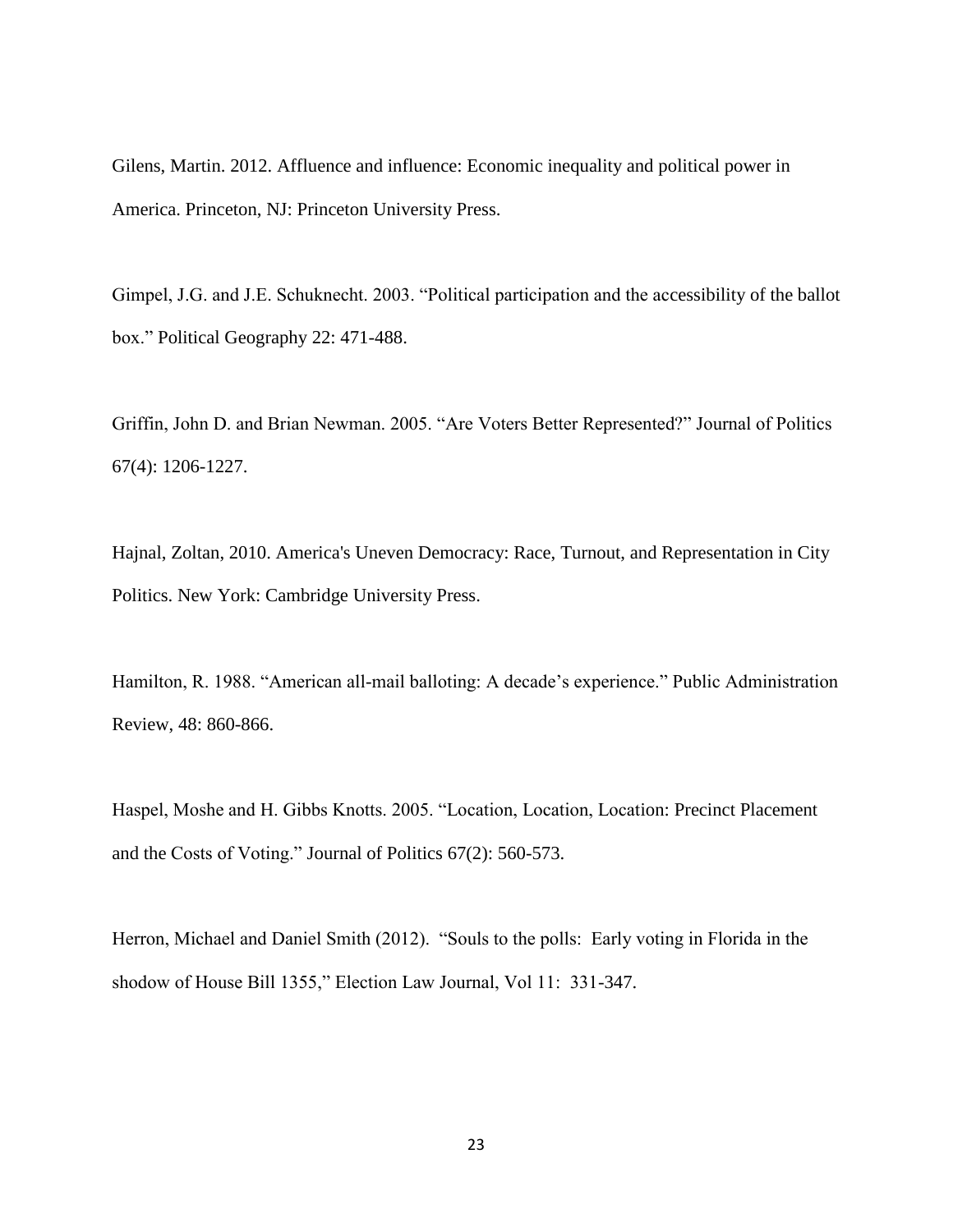Gilens, Martin. 2012. Affluence and influence: Economic inequality and political power in America. Princeton, NJ: Princeton University Press.

Gimpel, J.G. and J.E. Schuknecht. 2003. "Political participation and the accessibility of the ballot box." Political Geography 22: 471-488.

Griffin, John D. and Brian Newman. 2005. "Are Voters Better Represented?" Journal of Politics 67(4): 1206-1227.

Hajnal, Zoltan, 2010. America's Uneven Democracy: Race, Turnout, and Representation in City Politics. New York: Cambridge University Press.

Hamilton, R. 1988. "American all-mail balloting: A decade's experience." Public Administration Review, 48: 860-866.

Haspel, Moshe and H. Gibbs Knotts. 2005. "Location, Location, Location: Precinct Placement and the Costs of Voting." Journal of Politics 67(2): 560-573.

Herron, Michael and Daniel Smith (2012). "Souls to the polls: Early voting in Florida in the shodow of House Bill 1355," Election Law Journal, Vol 11: 331-347.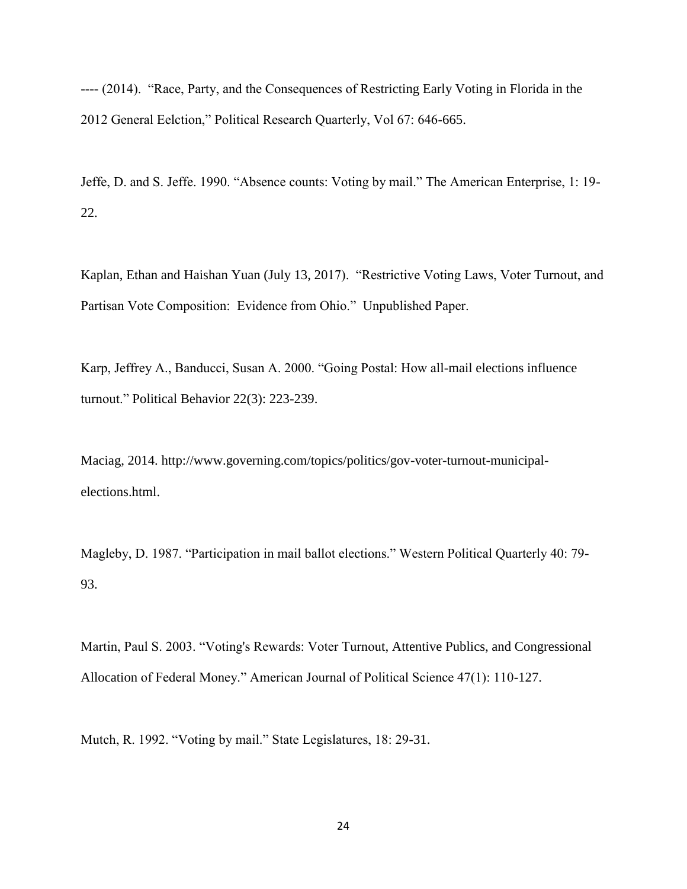---- (2014). "Race, Party, and the Consequences of Restricting Early Voting in Florida in the 2012 General Eelction," Political Research Quarterly, Vol 67: 646-665.

Jeffe, D. and S. Jeffe. 1990. "Absence counts: Voting by mail." The American Enterprise, 1: 19-22.

Kaplan, Ethan and Haishan Yuan (July 13, 2017). "Restrictive Voting Laws, Voter Turnout, and Partisan Vote Composition: Evidence from Ohio." Unpublished Paper.

Karp, Jeffrey A., Banducci, Susan A. 2000. "Going Postal: How all-mail elections influence turnout." Political Behavior 22(3): 223-239.

Maciag, 2014. http://www.governing.com/topics/politics/gov-voter-turnout-municipal-elections.html.

Magleby, D. 1987. "Participation in mail ballot elections." Western Political Quarterly 40: 79-93.

Martin, Paul S. 2003. "Voting's Rewards: Voter Turnout, Attentive Publics, and Congressional Allocation of Federal Money." American Journal of Political Science 47(1): 110-127.

Mutch, R. 1992. "Voting by mail." State Legislatures, 18: 29-31.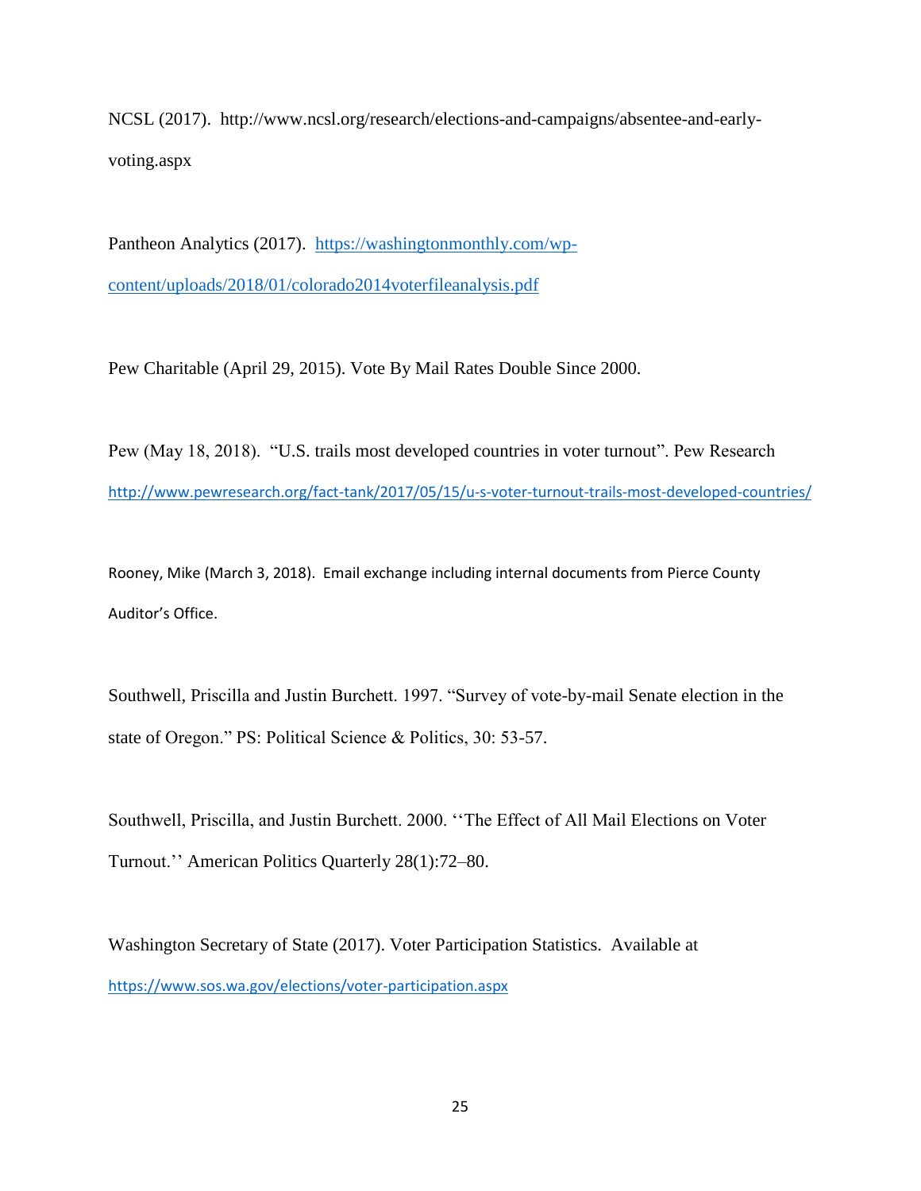NCSL (2017). http://www.ncsl.org/research/elections-and-campaigns/absentee-and-early-voting.aspx

Pantheon Analytics (2017). https://washingtonmonthly.com/wp-content/uploads/2018/01/colorado2014voterfileanalysis.pdf

Pew Charitable (April 29, 2015). Vote By Mail Rates Double Since 2000.

Pew (May 18, 2018). "U.S. trails most developed countries in voter turnout". Pew Research http://www.pewresearch.org/fact-tank/2017/05/15/u-s-voter-turnout-trails-most-developed-countries/

Rooney, Mike (March 3, 2018). Email exchange including internal documents from Pierce County Auditor's Office.

Southwell, Priscilla and Justin Burchett. 1997. "Survey of vote-by-mail Senate election in the state of Oregon." PS: Political Science & Politics, 30: 53-57.

Southwell, Priscilla, and Justin Burchett. 2000. ''The Effect of All Mail Elections on Voter Turnout.'' American Politics Quarterly 28(1):72–80.

Washington Secretary of State (2017). Voter Participation Statistics. Available at https://www.sos.wa.gov/elections/voter-participation.aspx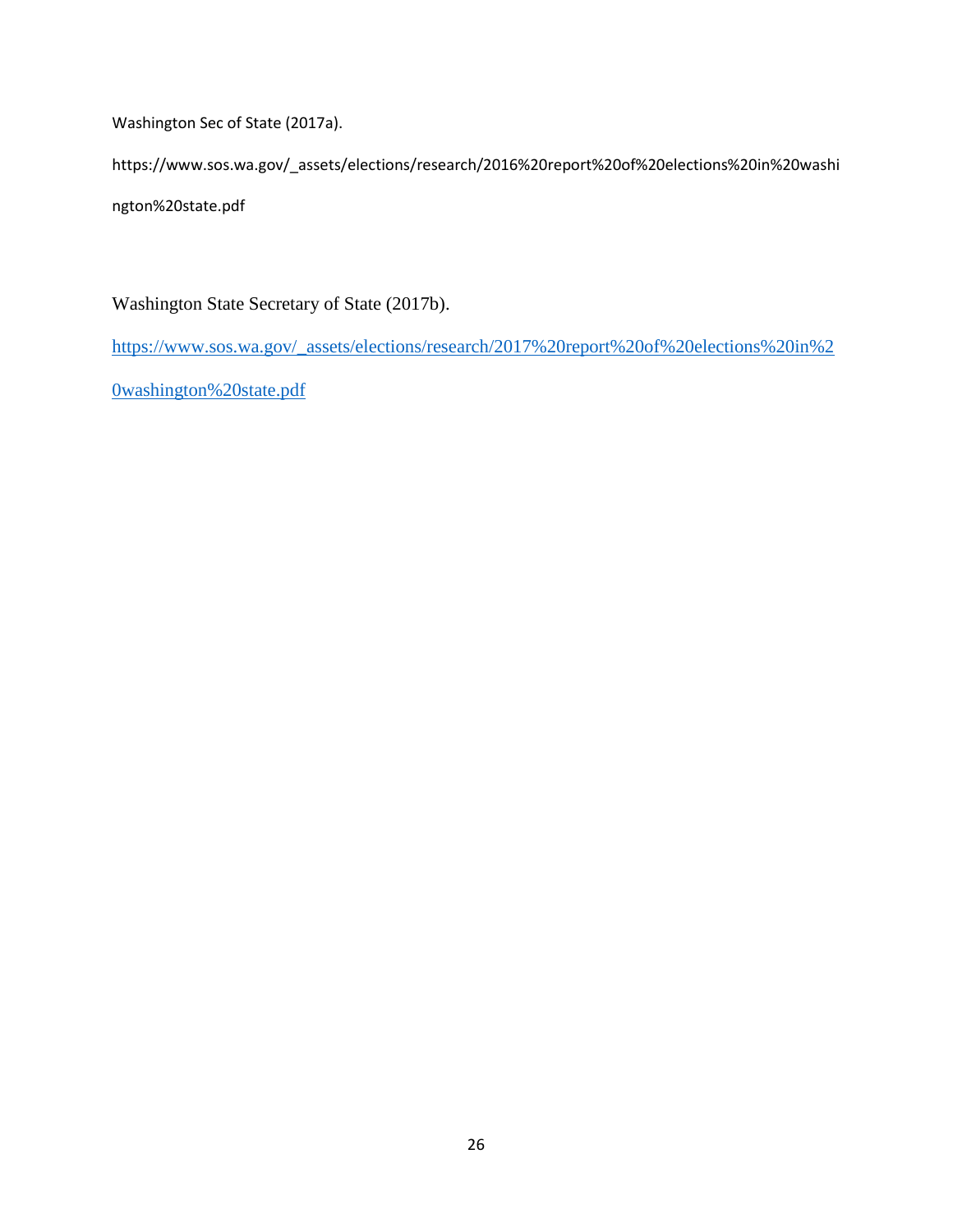Washington Sec of State (2017a).

https://www.sos.wa.gov/_assets/elections/research/2016%20report%20of%20elections%20in%20washington%20state.pdf

Washington State Secretary of State (2017b).

https://www.sos.wa.gov/_assets/elections/research/2017%20report%20of%20elections%20in%20washington%20state.pdf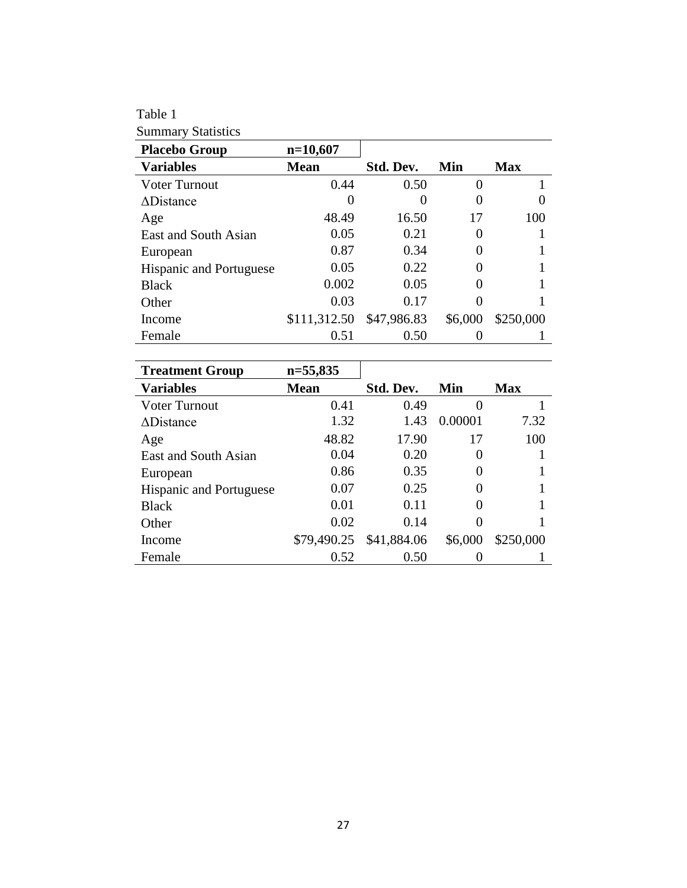Table 1

Summary Statistics

| Placebo Group | n=10,607 | | | |
|---|---|---|---|---|
| **Variables** | **Mean** | **Std. Dev.** | **Min** | **Max** |
| Voter Turnout | 0.44 | 0.50 | 0 | 1 |
| ∆Distance | 0 | 0 | 0 | 0 |
| Age | 48.49 | 16.50 | 17 | 100 |
| East and South Asian | 0.05 | 0.21 | 0 | 1 |
| European | 0.87 | 0.34 | 0 | 1 |
| Hispanic and Portuguese | 0.05 | 0.22 | 0 | 1 |
| Black | 0.002 | 0.05 | 0 | 1 |
| Other | 0.03 | 0.17 | 0 | 1 |
| Income | $111,312.50 | $47,986.83 | $6,000 | $250,000 |
| Female | 0.51 | 0.50 | 0 | 1 |

| Treatment Group | n=55,835 | | | |
|---|---|---|---|---|
| **Variables** | **Mean** | **Std. Dev.** | **Min** | **Max** |
| Voter Turnout | 0.41 | 0.49 | 0 | 1 |
| ∆Distance | 1.32 | 1.43 | 0.00001 | 7.32 |
| Age | 48.82 | 17.90 | 17 | 100 |
| East and South Asian | 0.04 | 0.20 | 0 | 1 |
| European | 0.86 | 0.35 | 0 | 1 |
| Hispanic and Portuguese | 0.07 | 0.25 | 0 | 1 |
| Black | 0.01 | 0.11 | 0 | 1 |
| Other | 0.02 | 0.14 | 0 | 1 |
| Income | $79,490.25 | $41,884.06 | $6,000 | $250,000 |
| Female | 0.52 | 0.50 | 0 | 1 |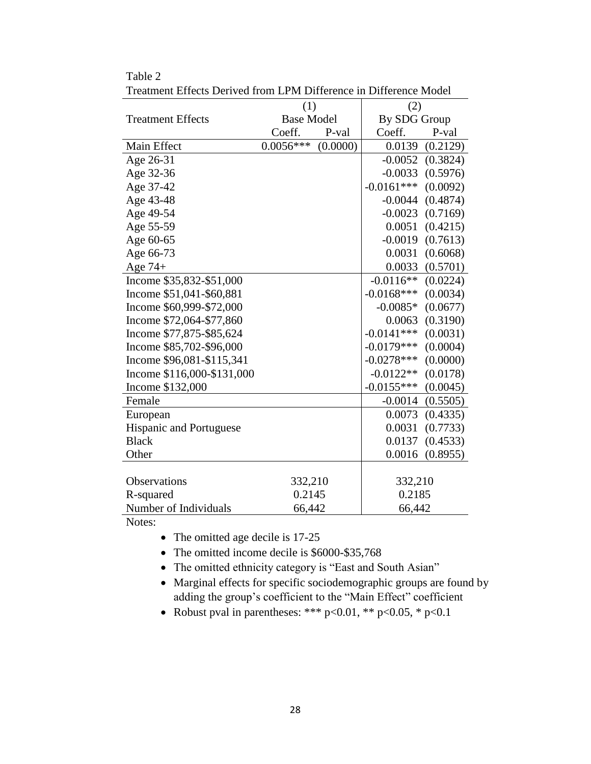Table 2

Treatment Effects Derived from LPM Difference in Difference Model

| | (1) | | (2) | |
|---|---|---|---|---|
| Treatment Effects | Base Model | | By SDG Group | |
| | Coeff. | P-val | Coeff. | P-val |
| Main Effect | 0.0056*** | (0.0000) | 0.0139 | (0.2129) |
| Age 26-31 | | | -0.0052 | (0.3824) |
| Age 32-36 | | | -0.0033 | (0.5976) |
| Age 37-42 | | | -0.0161*** | (0.0092) |
| Age 43-48 | | | -0.0044 | (0.4874) |
| Age 49-54 | | | -0.0023 | (0.7169) |
| Age 55-59 | | | 0.0051 | (0.4215) |
| Age 60-65 | | | -0.0019 | (0.7613) |
| Age 66-73 | | | 0.0031 | (0.6068) |
| Age 74+ | | | 0.0033 | (0.5701) |
| Income $35,832-$51,000 | | | -0.0116** | (0.0224) |
| Income $51,041-$60,881 | | | -0.0168*** | (0.0034) |
| Income $60,999-$72,000 | | | -0.0085* | (0.0677) |
| Income $72,064-$77,860 | | | 0.0063 | (0.3190) |
| Income $77,875-$85,624 | | | -0.0141*** | (0.0031) |
| Income $85,702-$96,000 | | | -0.0179*** | (0.0004) |
| Income $96,081-$115,341 | | | -0.0278*** | (0.0000) |
| Income $116,000-$131,000 | | | -0.0122** | (0.0178) |
| Income $132,000 | | | -0.0155*** | (0.0045) |
| Female | | | -0.0014 | (0.5505) |
| European | | | 0.0073 | (0.4335) |
| Hispanic and Portuguese | | | 0.0031 | (0.7733) |
| Black | | | 0.0137 | (0.4533) |
| Other | | | 0.0016 | (0.8955) |
| Observations | 332,210 | | 332,210 | |
| R-squared | 0.2145 | | 0.2185 | |
| Number of Individuals | 66,442 | | 66,442 | |

Notes:

- The omitted age decile is 17-25
- The omitted income decile is $6000-$35,768
- The omitted ethnicity category is "East and South Asian"
- Marginal effects for specific sociodemographic groups are found by adding the group's coefficient to the "Main Effect" coefficient
- Robust pval in parentheses: *** $p<0.01$, ** $p<0.05$, * $p<0.1$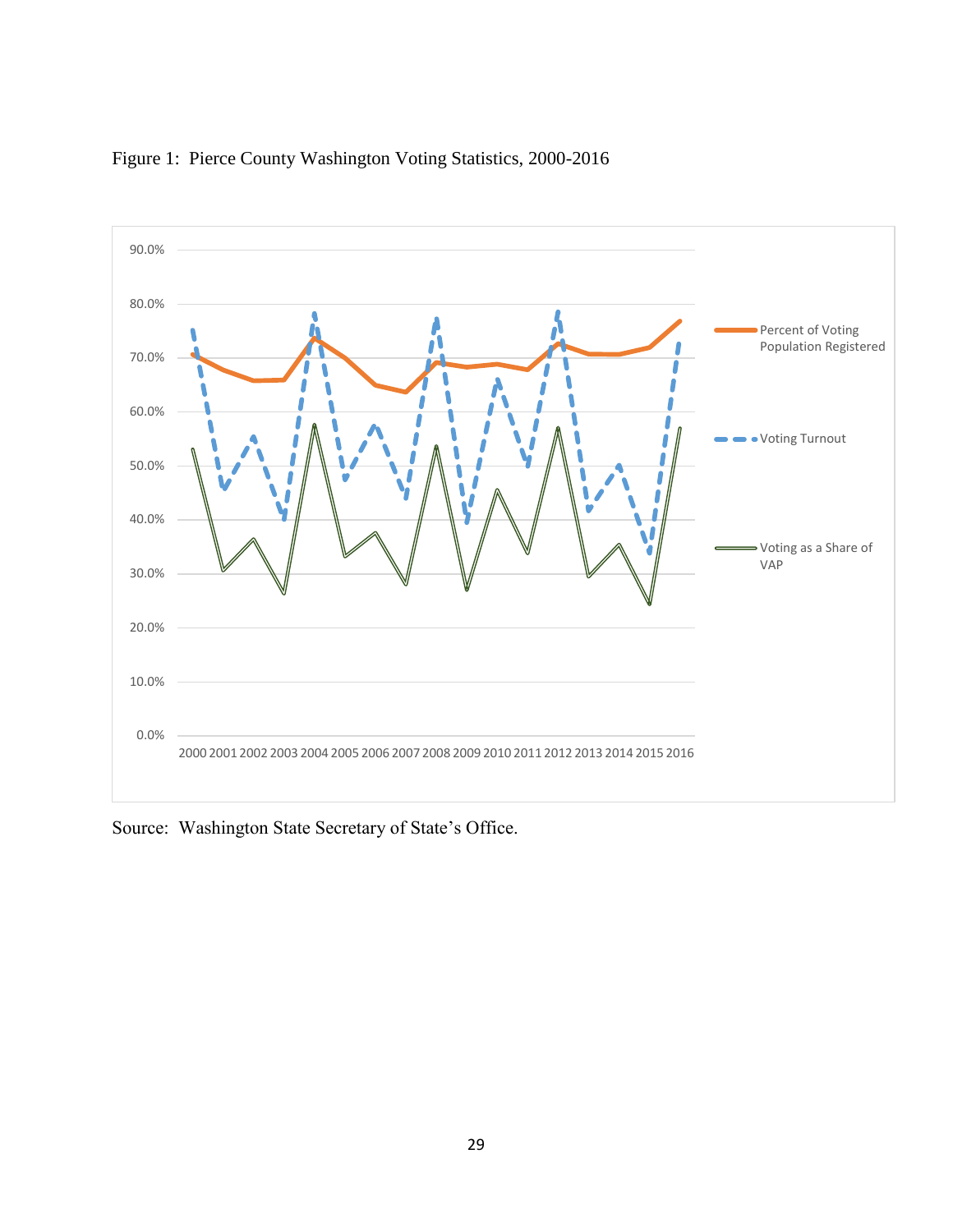Figure 1: Pierce County Washington Voting Statistics, 2000-2016

90.0%
80.0%
70.0%
60.0%
50.0%
40.0%
30.0%
20.0%
10.0%
0.0%

2000 2001 2002 2003 2004 2005 2006 2007 2008 2009 2010 2011 2012 2013 2014 2015 2016

Percent of Voting Population Registered

Voting Turnout

Voting as a Share of VAP

Source: Washington State Secretary of State's Office.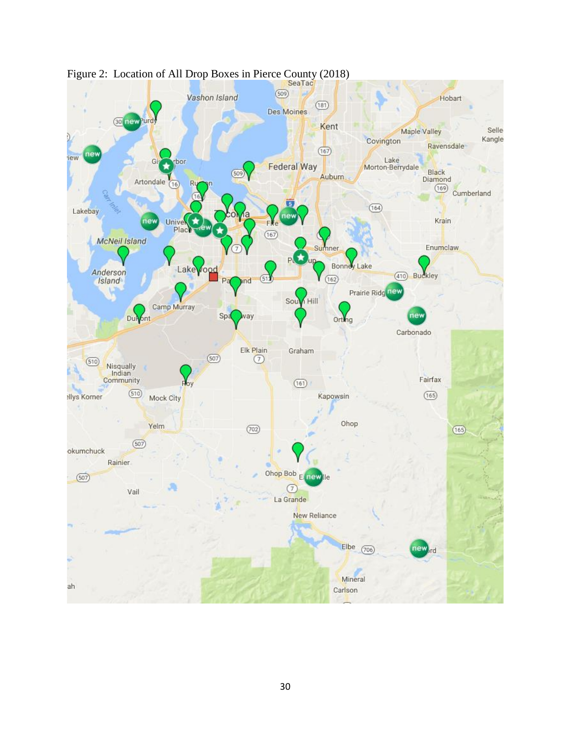Figure 2: Location of All Drop Boxes in Pierce County (2018)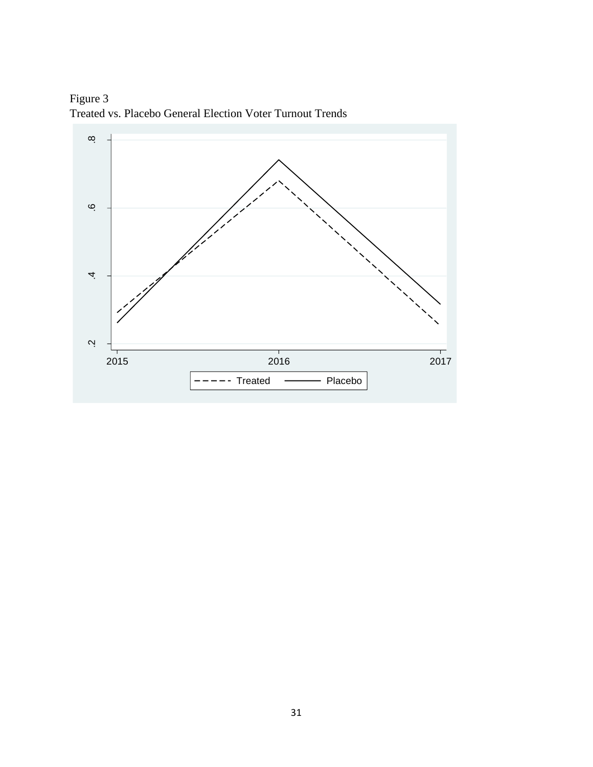Figure 3
Treated vs. Placebo General Election Voter Turnout Trends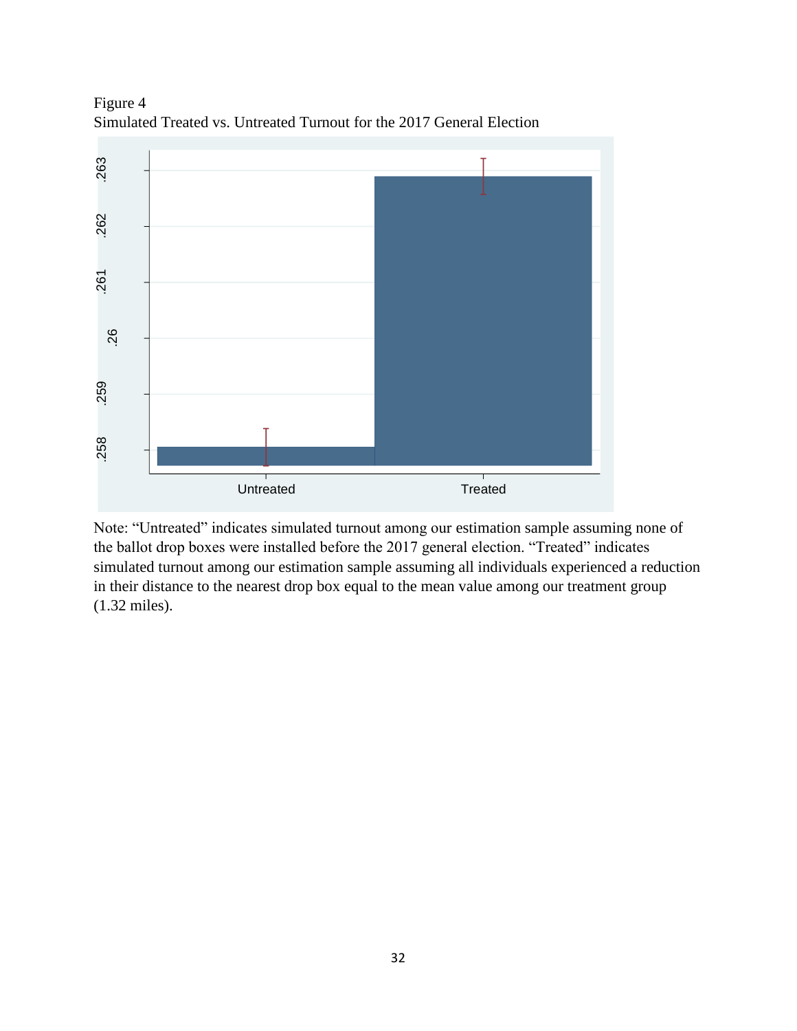Figure 4
Simulated Treated vs. Untreated Turnout for the 2017 General Election

.263
.262
.261
.26
.259
.258

Untreated
Treated

Note: "Untreated" indicates simulated turnout among our estimation sample assuming none of the ballot drop boxes were installed before the 2017 general election. "Treated" indicates simulated turnout among our estimation sample assuming all individuals experienced a reduction in their distance to the nearest drop box equal to the mean value among our treatment group (1.32 miles).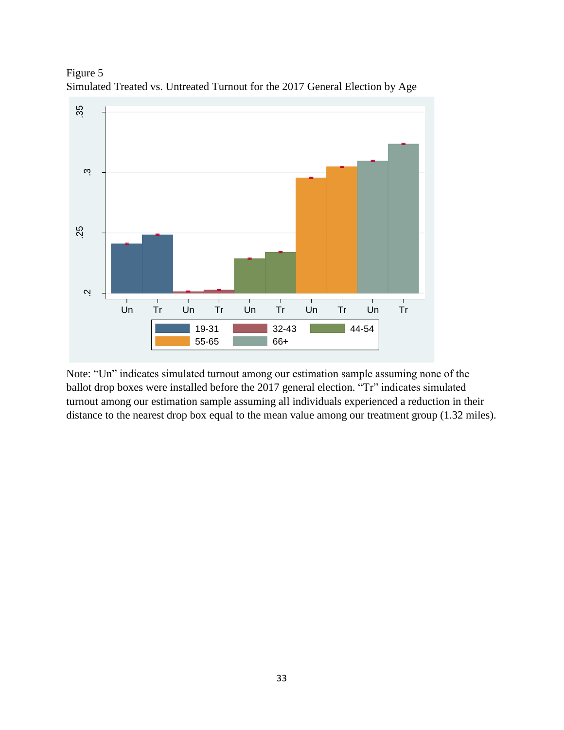Figure 5
Simulated Treated vs. Untreated Turnout for the 2017 General Election by Age

.35
.3
.25
.2

Un Tr Un Tr Un Tr Un Tr Un Tr

19-31
32-43
44-54
55-65
66+

Note: "Un" indicates simulated turnout among our estimation sample assuming none of the ballot drop boxes were installed before the 2017 general election. "Tr" indicates simulated turnout among our estimation sample assuming all individuals experienced a reduction in their distance to the nearest drop box equal to the mean value among our treatment group (1.32 miles).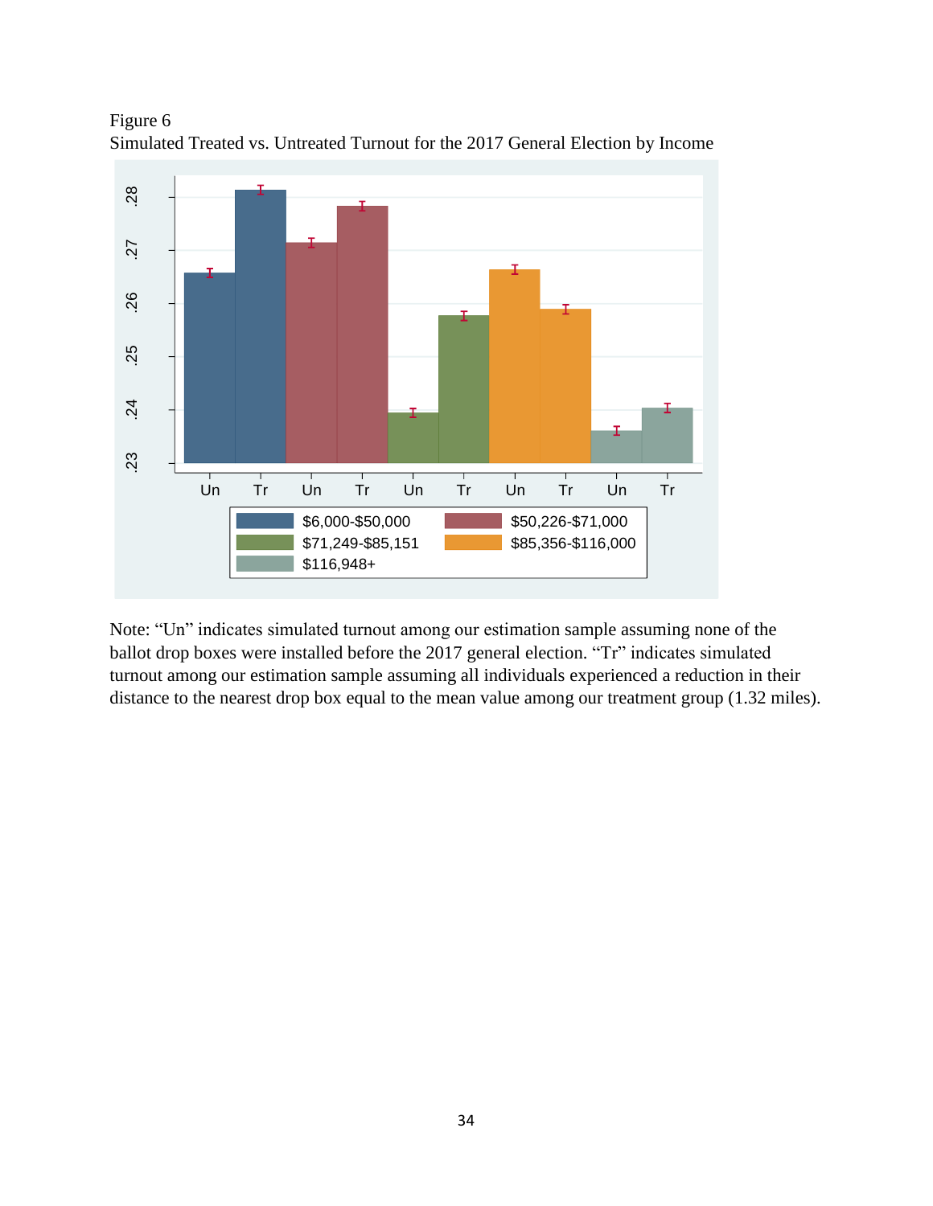Figure 6
Simulated Treated vs. Untreated Turnout for the 2017 General Election by Income

.28
.27
.26
.25
.24
.23

Un Tr Un Tr Un Tr Un Tr Un Tr

$6,000-$50,000
$50,226-$71,000
$71,249-$85,151
$85,356-$116,000
$116,948+

Note: "Un" indicates simulated turnout among our estimation sample assuming none of the ballot drop boxes were installed before the 2017 general election. "Tr" indicates simulated turnout among our estimation sample assuming all individuals experienced a reduction in their distance to the nearest drop box equal to the mean value among our treatment group (1.32 miles).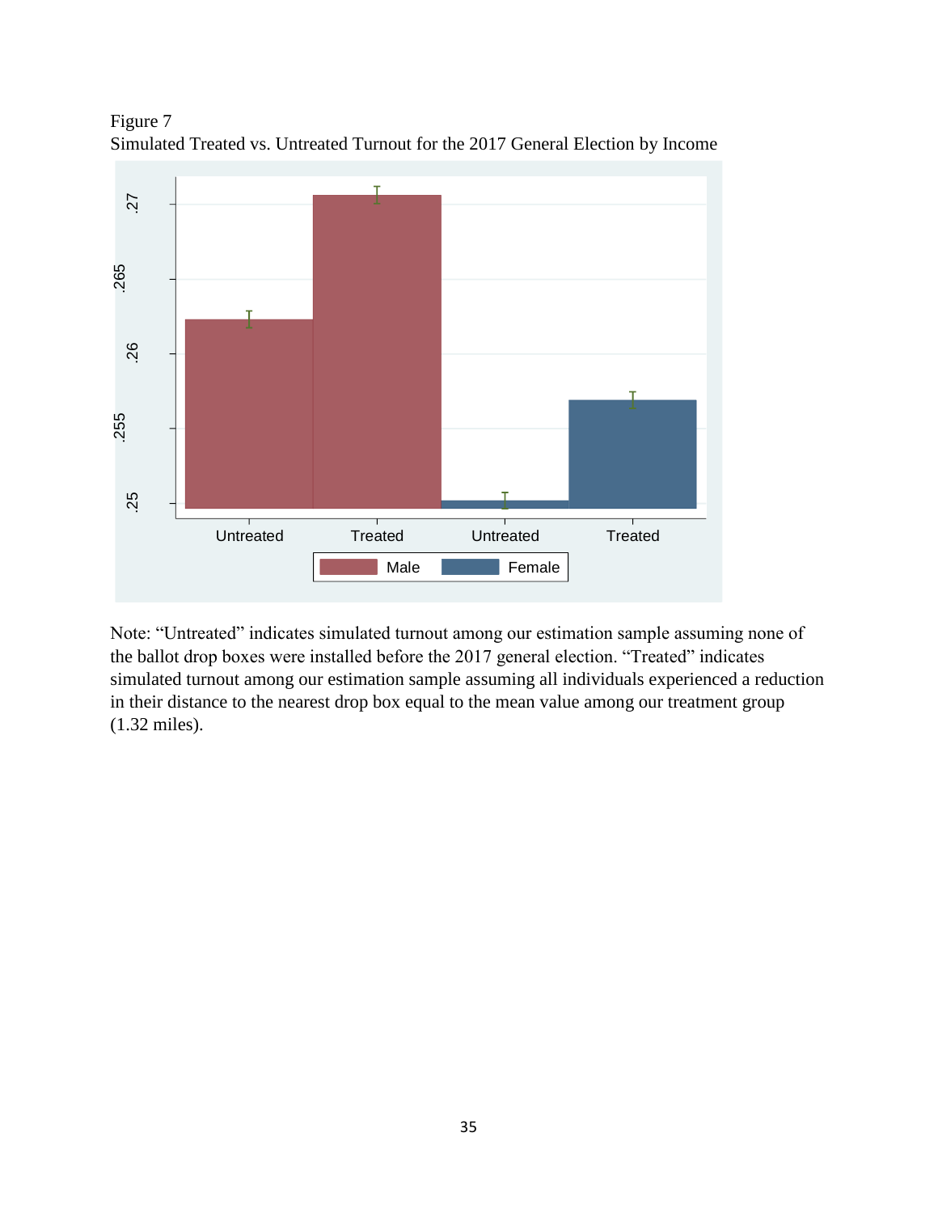Figure 7
Simulated Treated vs. Untreated Turnout for the 2017 General Election by Income

.27
.265
.26
.255
.25

Untreated
Treated
Untreated
Treated

Male
Female

Note: "Untreated" indicates simulated turnout among our estimation sample assuming none of the ballot drop boxes were installed before the 2017 general election. "Treated" indicates simulated turnout among our estimation sample assuming all individuals experienced a reduction in their distance to the nearest drop box equal to the mean value among our treatment group (1.32 miles).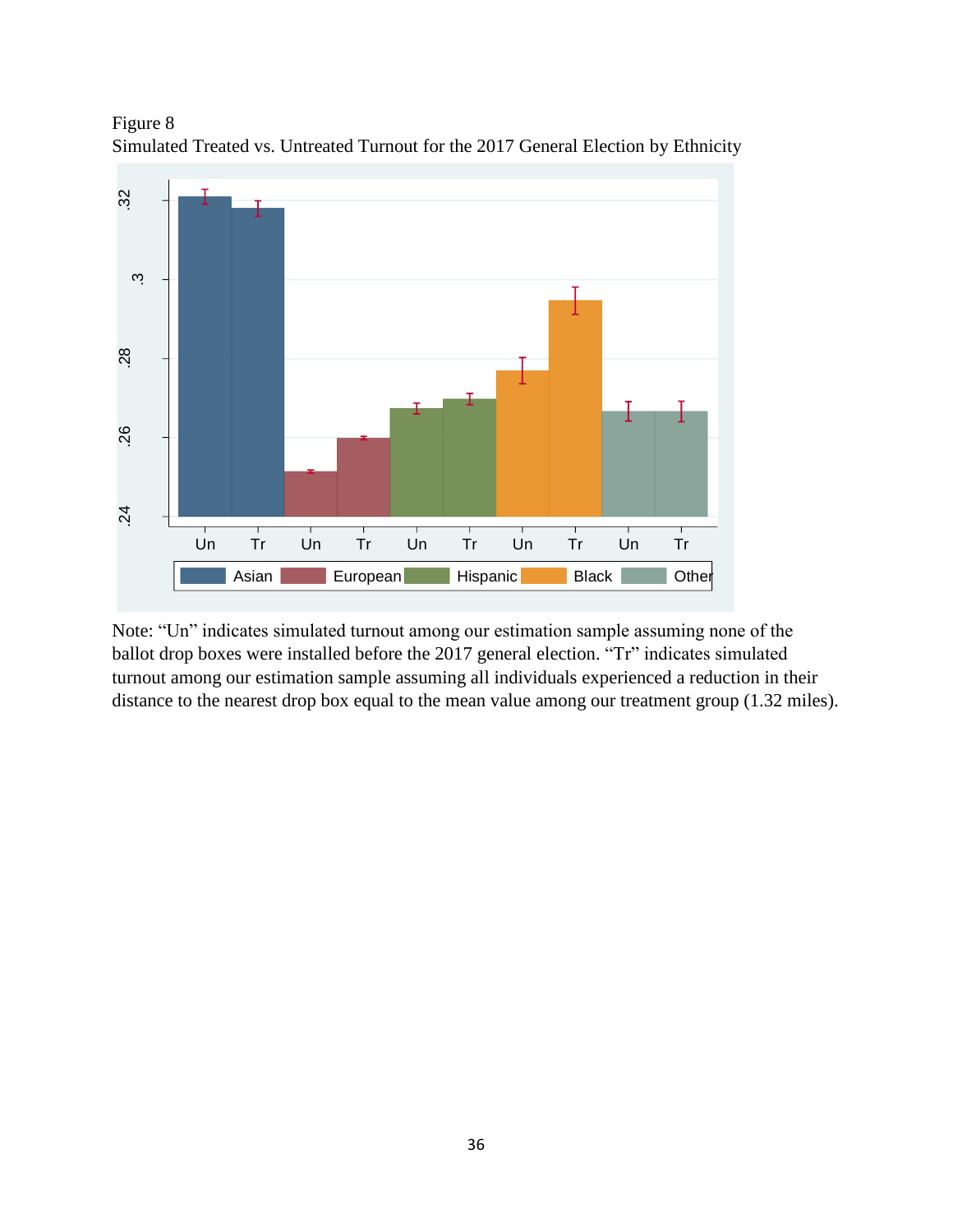Figure 8
Simulated Treated vs. Untreated Turnout for the 2017 General Election by Ethnicity

.32
.3
.28
.26
.24

Un Tr Un Tr Un Tr Un Tr Un Tr

Asian European Hispanic Black Other

Note: "Un" indicates simulated turnout among our estimation sample assuming none of the ballot drop boxes were installed before the 2017 general election. "Tr" indicates simulated turnout among our estimation sample assuming all individuals experienced a reduction in their distance to the nearest drop box equal to the mean value among our treatment group (1.32 miles).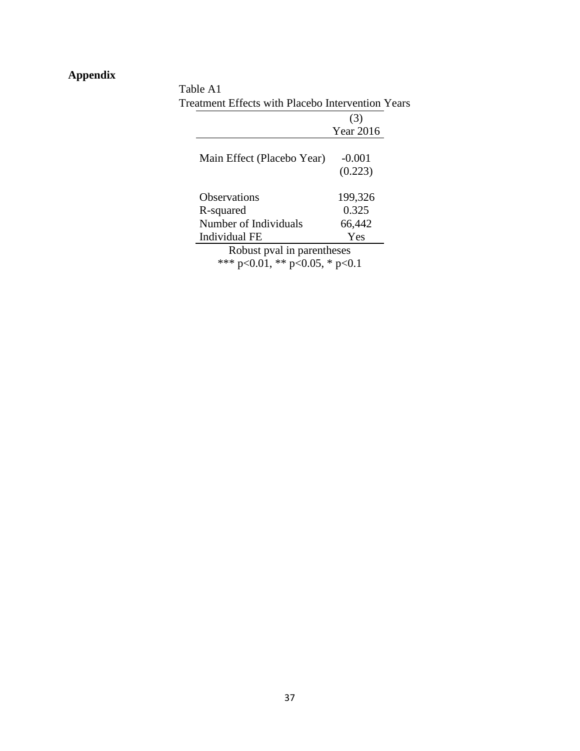## Appendix

Table A1

Treatment Effects with Placebo Intervention Years

| | (3) |
|---|---|
| | Year 2016 |
| Main Effect (Placebo Year) | -0.001 |
| | (0.223) |
| Observations | 199,326 |
| R-squared | 0.325 |
| Number of Individuals | 66,442 |
| Individual FE | Yes |

Robust pval in parentheses

*** p<0.01, ** p<0.05, * p<0.1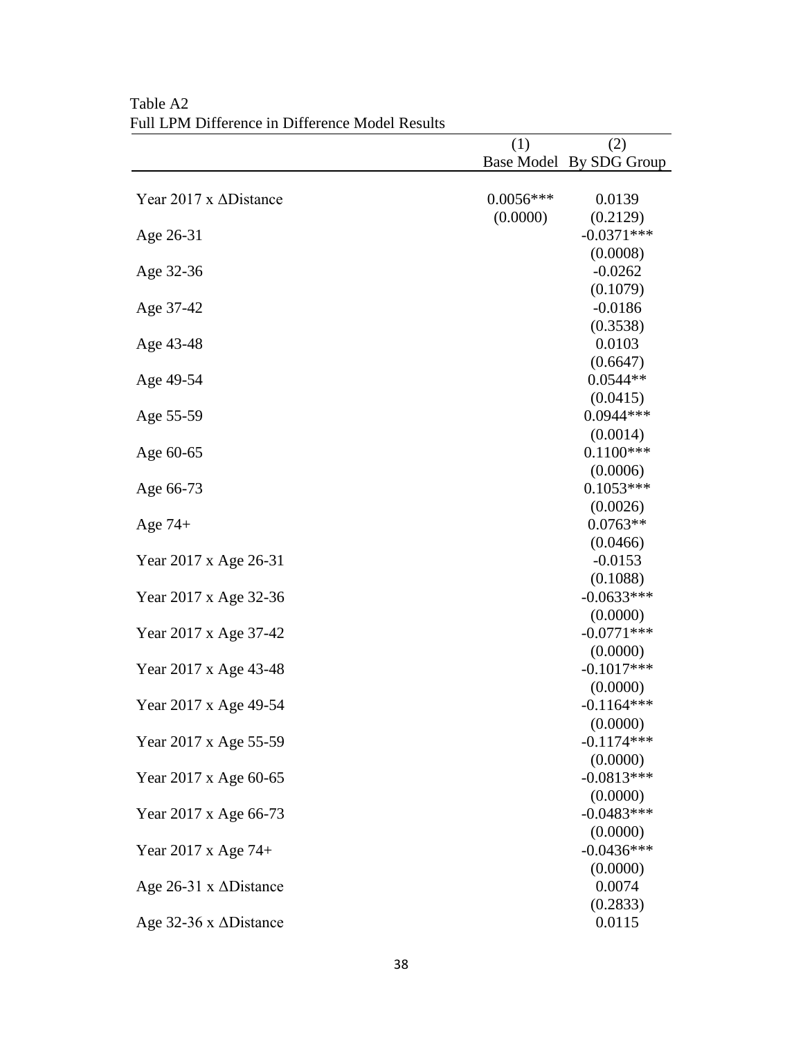Table A2
Full LPM Difference in Difference Model Results

| | (1) | (2) |
|---|---|---|
| | Base Model | By SDG Group |
| Year 2017 x ΔDistance | 0.0056*** | 0.0139 |
| | (0.0000) | (0.2129) |
| Age 26-31 | | -0.0371*** |
| | | (0.0008) |
| Age 32-36 | | -0.0262 |
| | | (0.1079) |
| Age 37-42 | | -0.0186 |
| | | (0.3538) |
| Age 43-48 | | 0.0103 |
| | | (0.6647) |
| Age 49-54 | | 0.0544** |
| | | (0.0415) |
| Age 55-59 | | 0.0944*** |
| | | (0.0014) |
| Age 60-65 | | 0.1100*** |
| | | (0.0006) |
| Age 66-73 | | 0.1053*** |
| | | (0.0026) |
| Age 74+ | | 0.0763** |
| | | (0.0466) |
| Year 2017 x Age 26-31 | | -0.0153 |
| | | (0.1088) |
| Year 2017 x Age 32-36 | | -0.0633*** |
| | | (0.0000) |
| Year 2017 x Age 37-42 | | -0.0771*** |
| | | (0.0000) |
| Year 2017 x Age 43-48 | | -0.1017*** |
| | | (0.0000) |
| Year 2017 x Age 49-54 | | -0.1164*** |
| | | (0.0000) |
| Year 2017 x Age 55-59 | | -0.1174*** |
| | | (0.0000) |
| Year 2017 x Age 60-65 | | -0.0813*** |
| | | (0.0000) |
| Year 2017 x Age 66-73 | | -0.0483*** |
| | | (0.0000) |
| Year 2017 x Age 74+ | | -0.0436*** |
| | | (0.0000) |
| Age 26-31 x ΔDistance | | 0.0074 |
| | | (0.2833) |
| Age 32-36 x ΔDistance | | 0.0115 |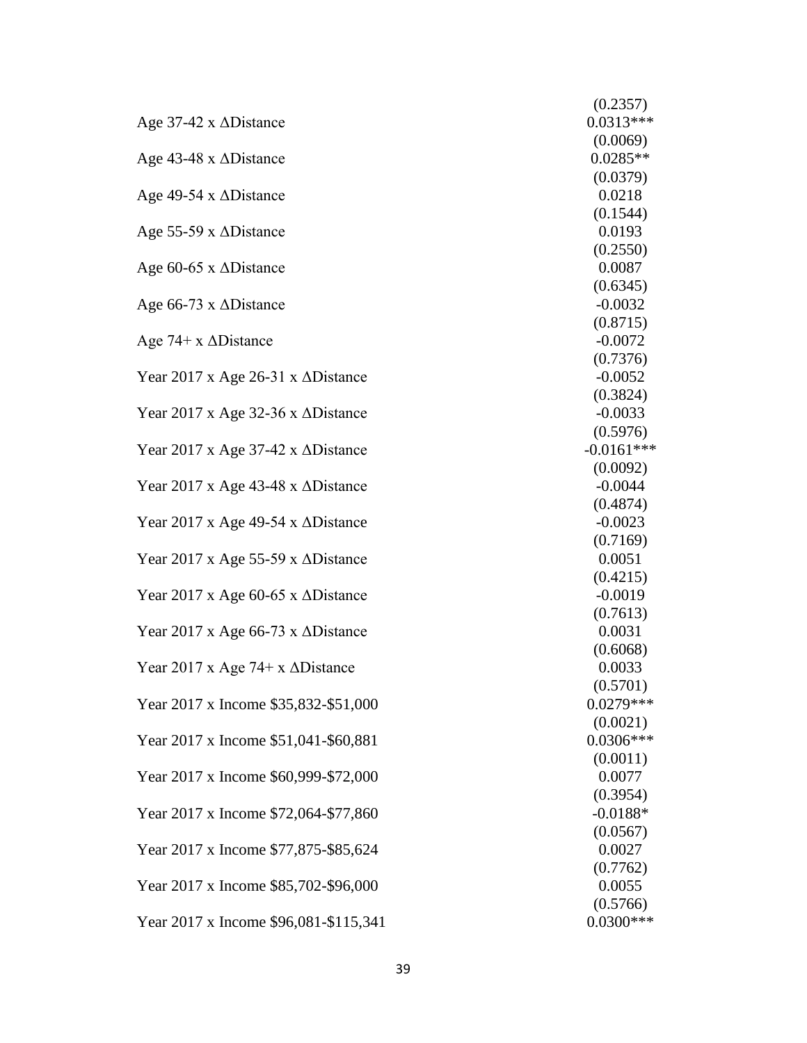| | |
|---|---|
| | (0.2357) |
| Age 37-42 x ΔDistance | 0.0313*** |
| | (0.0069) |
| Age 43-48 x ΔDistance | 0.0285** |
| | (0.0379) |
| Age 49-54 x ΔDistance | 0.0218 |
| | (0.1544) |
| Age 55-59 x ΔDistance | 0.0193 |
| | (0.2550) |
| Age 60-65 x ΔDistance | 0.0087 |
| | (0.6345) |
| Age 66-73 x ΔDistance | -0.0032 |
| | (0.8715) |
| Age 74+ x ΔDistance | -0.0072 |
| | (0.7376) |
| Year 2017 x Age 26-31 x ΔDistance | -0.0052 |
| | (0.3824) |
| Year 2017 x Age 32-36 x ΔDistance | -0.0033 |
| | (0.5976) |
| Year 2017 x Age 37-42 x ΔDistance | -0.0161*** |
| | (0.0092) |
| Year 2017 x Age 43-48 x ΔDistance | -0.0044 |
| | (0.4874) |
| Year 2017 x Age 49-54 x ΔDistance | -0.0023 |
| | (0.7169) |
| Year 2017 x Age 55-59 x ΔDistance | 0.0051 |
| | (0.4215) |
| Year 2017 x Age 60-65 x ΔDistance | -0.0019 |
| | (0.7613) |
| Year 2017 x Age 66-73 x ΔDistance | 0.0031 |
| | (0.6068) |
| Year 2017 x Age 74+ x ΔDistance | 0.0033 |
| | (0.5701) |
| Year 2017 x Income \$35,832-\$51,000 | 0.0279*** |
| | (0.0021) |
| Year 2017 x Income \$51,041-\$60,881 | 0.0306*** |
| | (0.0011) |
| Year 2017 x Income \$60,999-\$72,000 | 0.0077 |
| | (0.3954) |
| Year 2017 x Income \$72,064-\$77,860 | -0.0188* |
| | (0.0567) |
| Year 2017 x Income \$77,875-\$85,624 | 0.0027 |
| | (0.7762) |
| Year 2017 x Income \$85,702-\$96,000 | 0.0055 |
| | (0.5766) |
| Year 2017 x Income \$96,081-\$115,341 | 0.0300*** |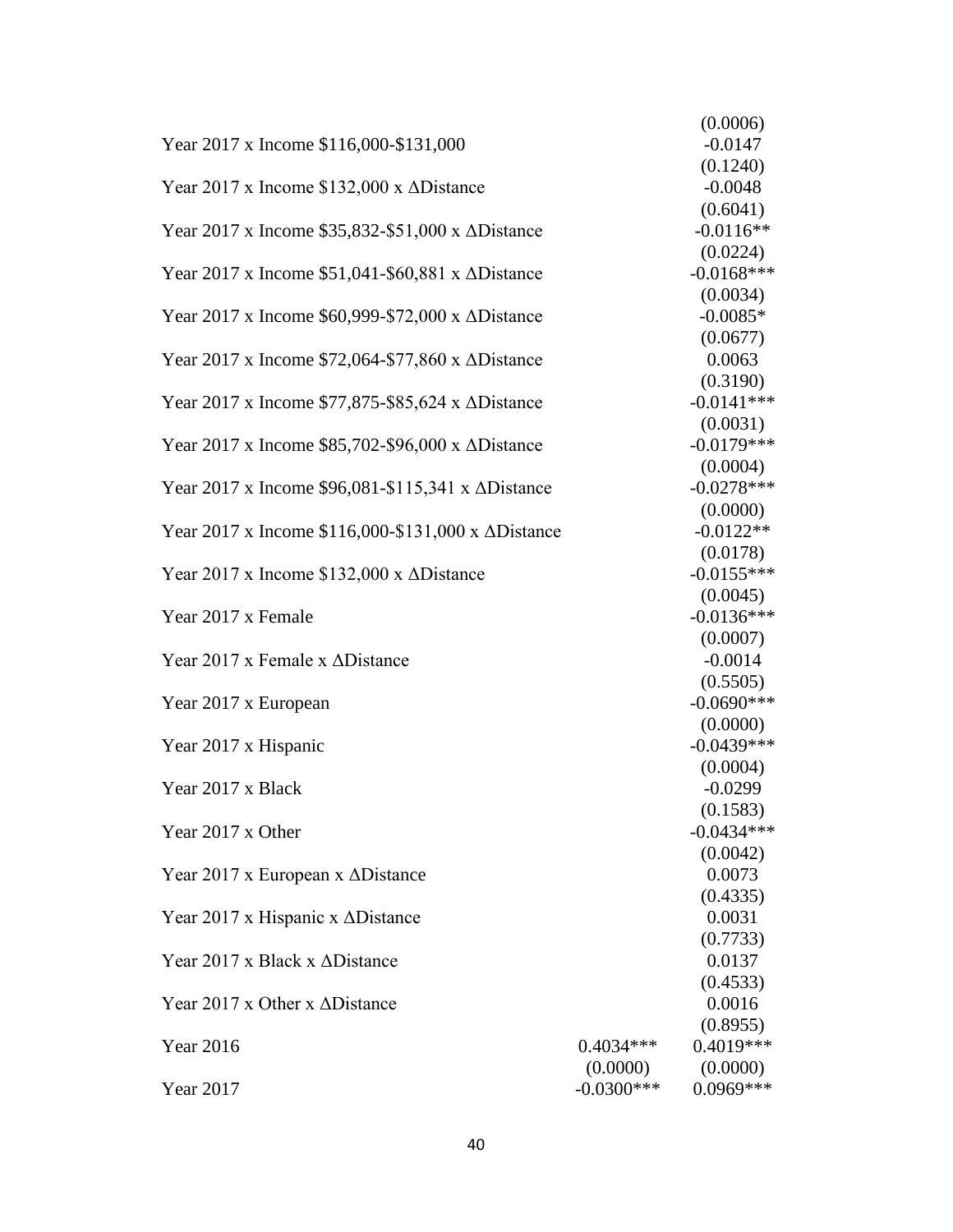| | | |
|---|---|---|
| | | (0.0006) |
| Year 2017 x Income \$116,000-\$131,000 | | -0.0147 |
| | | (0.1240) |
| Year 2017 x Income \$132,000 x ΔDistance | | -0.0048 |
| | | (0.6041) |
| Year 2017 x Income \$35,832-\$51,000 x ΔDistance | | -0.0116** |
| | | (0.0224) |
| Year 2017 x Income \$51,041-\$60,881 x ΔDistance | | -0.0168*** |
| | | (0.0034) |
| Year 2017 x Income \$60,999-\$72,000 x ΔDistance | | -0.0085* |
| | | (0.0677) |
| Year 2017 x Income \$72,064-\$77,860 x ΔDistance | | 0.0063 |
| | | (0.3190) |
| Year 2017 x Income \$77,875-\$85,624 x ΔDistance | | -0.0141*** |
| | | (0.0031) |
| Year 2017 x Income \$85,702-\$96,000 x ΔDistance | | -0.0179*** |
| | | (0.0004) |
| Year 2017 x Income \$96,081-\$115,341 x ΔDistance | | -0.0278*** |
| | | (0.0000) |
| Year 2017 x Income \$116,000-\$131,000 x ΔDistance | | -0.0122** |
| | | (0.0178) |
| Year 2017 x Income \$132,000 x ΔDistance | | -0.0155*** |
| | | (0.0045) |
| Year 2017 x Female | | -0.0136*** |
| | | (0.0007) |
| Year 2017 x Female x ΔDistance | | -0.0014 |
| | | (0.5505) |
| Year 2017 x European | | -0.0690*** |
| | | (0.0000) |
| Year 2017 x Hispanic | | -0.0439*** |
| | | (0.0004) |
| Year 2017 x Black | | -0.0299 |
| | | (0.1583) |
| Year 2017 x Other | | -0.0434*** |
| | | (0.0042) |
| Year 2017 x European x ΔDistance | | 0.0073 |
| | | (0.4335) |
| Year 2017 x Hispanic x ΔDistance | | 0.0031 |
| | | (0.7733) |
| Year 2017 x Black x ΔDistance | | 0.0137 |
| | | (0.4533) |
| Year 2017 x Other x ΔDistance | | 0.0016 |
| | | (0.8955) |
| Year 2016 | 0.4034*** | 0.4019*** |
| | (0.0000) | (0.0000) |
| Year 2017 | -0.0300*** | 0.0969*** |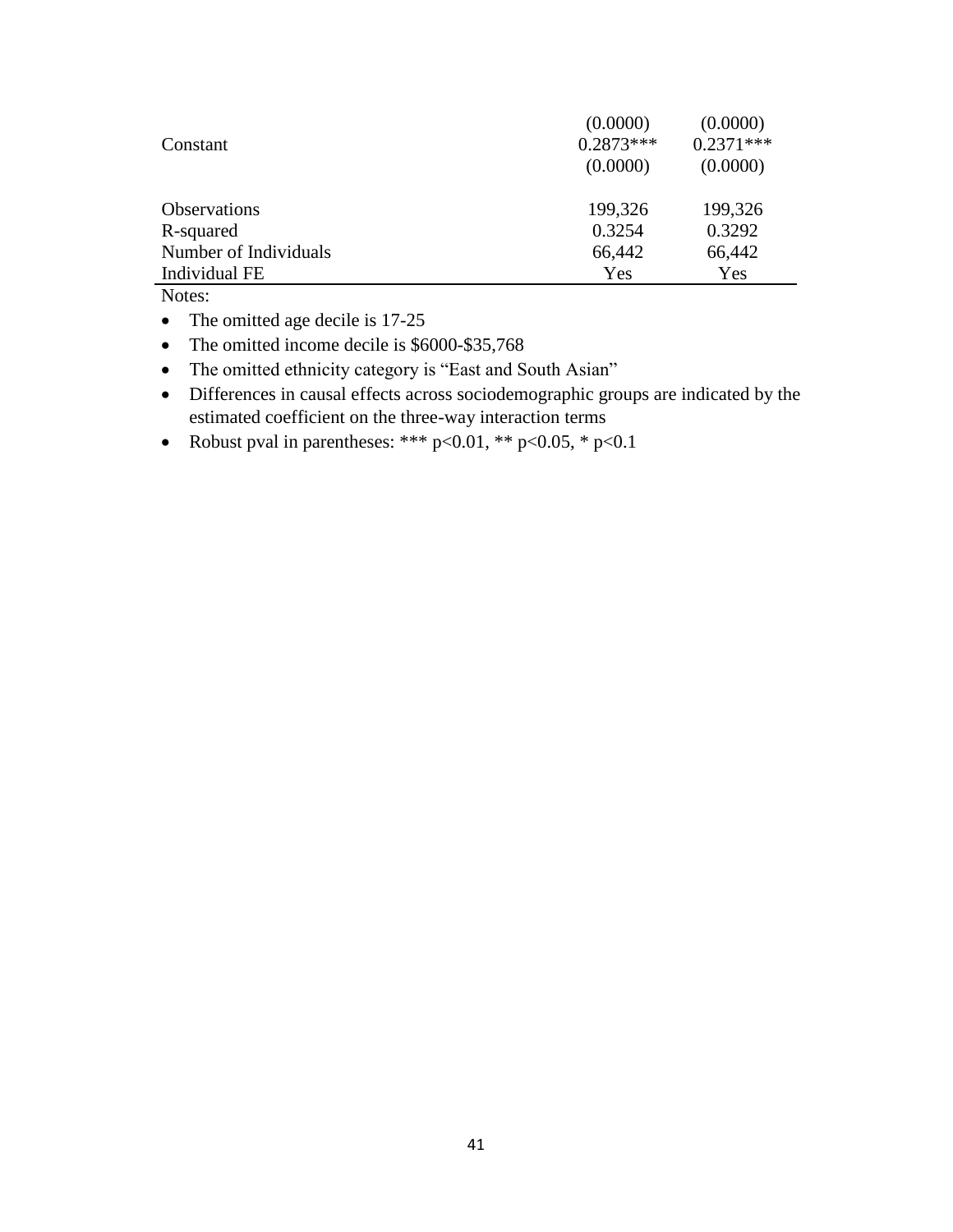| | | |
|---|---|---|
| | (0.0000) | (0.0000) |
| Constant | 0.2873*** | 0.2371*** |
| | (0.0000) | (0.0000) |
| | | |
| Observations | 199,326 | 199,326 |
| R-squared | 0.3254 | 0.3292 |
| Number of Individuals | 66,442 | 66,442 |
| Individual FE | Yes | Yes |

Notes:

- The omitted age decile is 17-25
- The omitted income decile is $6000-$35,768
- The omitted ethnicity category is "East and South Asian"
- Differences in causal effects across sociodemographic groups are indicated by the estimated coefficient on the three-way interaction terms
- Robust pval in parentheses: *** p<0.01, ** p<0.05, * p<0.1